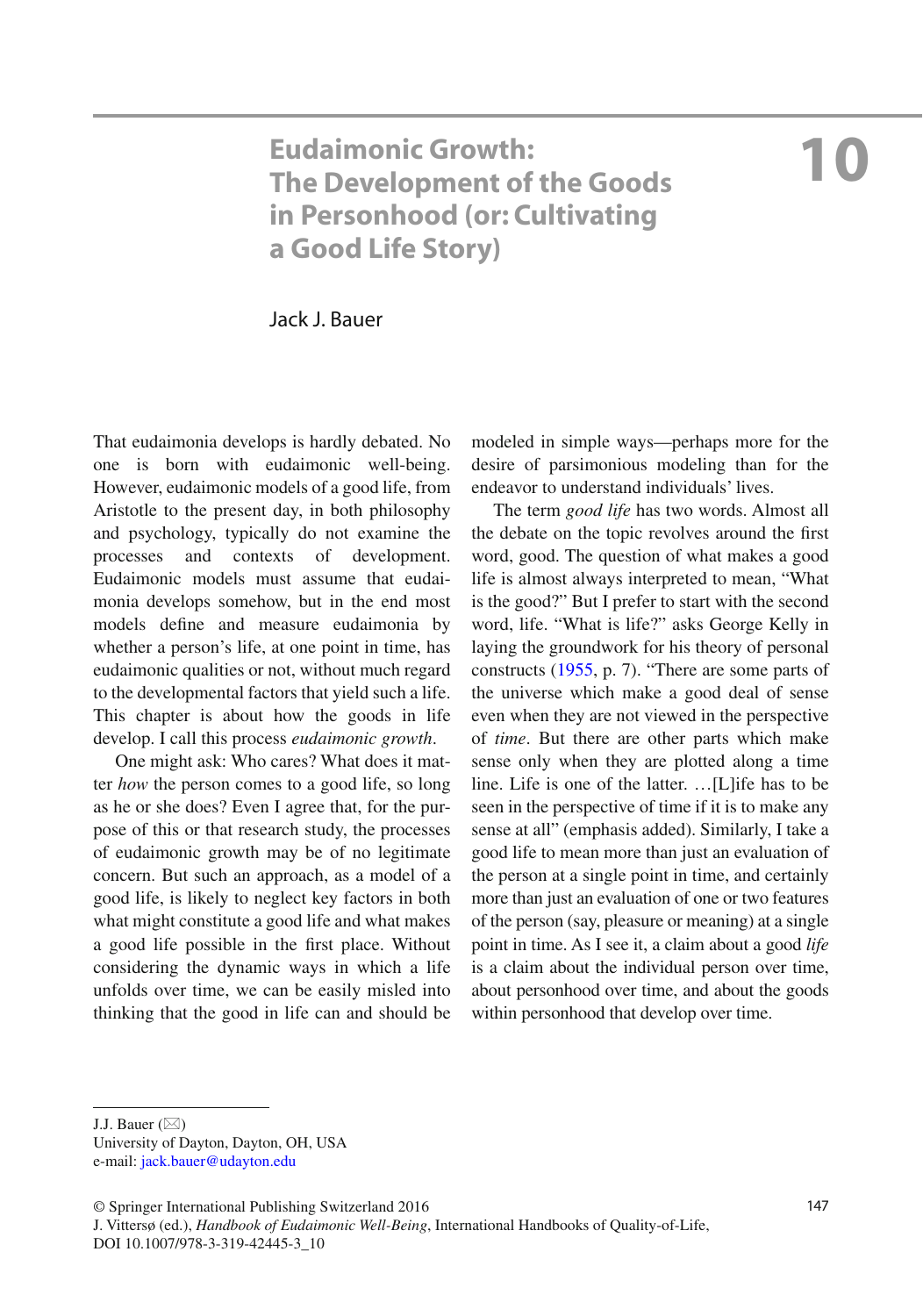# 10 Eudaimonic Growth: The Development of the Goods in Personhood (or: Cultivating a Good Life Story)

Jack J. Bauer

That eudaimonia develops is hardly debated. No one is born with eudaimonic well-being. However, eudaimonic models of a good life, from Aristotle to the present day, in both philosophy and psychology, typically do not examine the processes and contexts of development. Eudaimonic models must assume that eudaimonia develops somehow, but in the end most models define and measure eudaimonia by whether a person's life, at one point in time, has eudaimonic qualities or not, without much regard to the developmental factors that yield such a life. This chapter is about how the goods in life develop. I call this process *eudaimonic growth*.

One might ask: Who cares? What does it matter *how* the person comes to a good life, so long as he or she does? Even I agree that, for the purpose of this or that research study, the processes of eudaimonic growth may be of no legitimate concern. But such an approach, as a model of a good life, is likely to neglect key factors in both what might constitute a good life and what makes a good life possible in the first place. Without considering the dynamic ways in which a life unfolds over time, we can be easily misled into thinking that the good in life can and should be modeled in simple ways—perhaps more for the desire of parsimonious modeling than for the endeavor to understand individuals' lives.

The term *good life* has two words. Almost all the debate on the topic revolves around the first word, good. The question of what makes a good life is almost always interpreted to mean, "What is the good?" But I prefer to start with the second word, life. "What is life?" asks George Kelly in laying the groundwork for his theory of personal constructs (1955, p. 7). "There are some parts of the universe which make a good deal of sense even when they are not viewed in the perspective of *time*. But there are other parts which make sense only when they are plotted along a time line. Life is one of the latter. …[L]ife has to be seen in the perspective of time if it is to make any sense at all" (emphasis added). Similarly, I take a good life to mean more than just an evaluation of the person at a single point in time, and certainly more than just an evaluation of one or two features of the person (say, pleasure or meaning) at a single point in time. As I see it, a claim about a good *life* is a claim about the individual person over time, about personhood over time, and about the goods within personhood that develop over time.

---

J.J. Bauer (✉)
University of Dayton, Dayton, OH, USA
e-mail: jack.bauer@udayton.edu

© Springer International Publishing Switzerland 2016
J. Vittersø (ed.), *Handbook of Eudaimonic Well-Being*, International Handbooks of Quality-of-Life,
DOI 10.1007/978-3-319-42445-3_10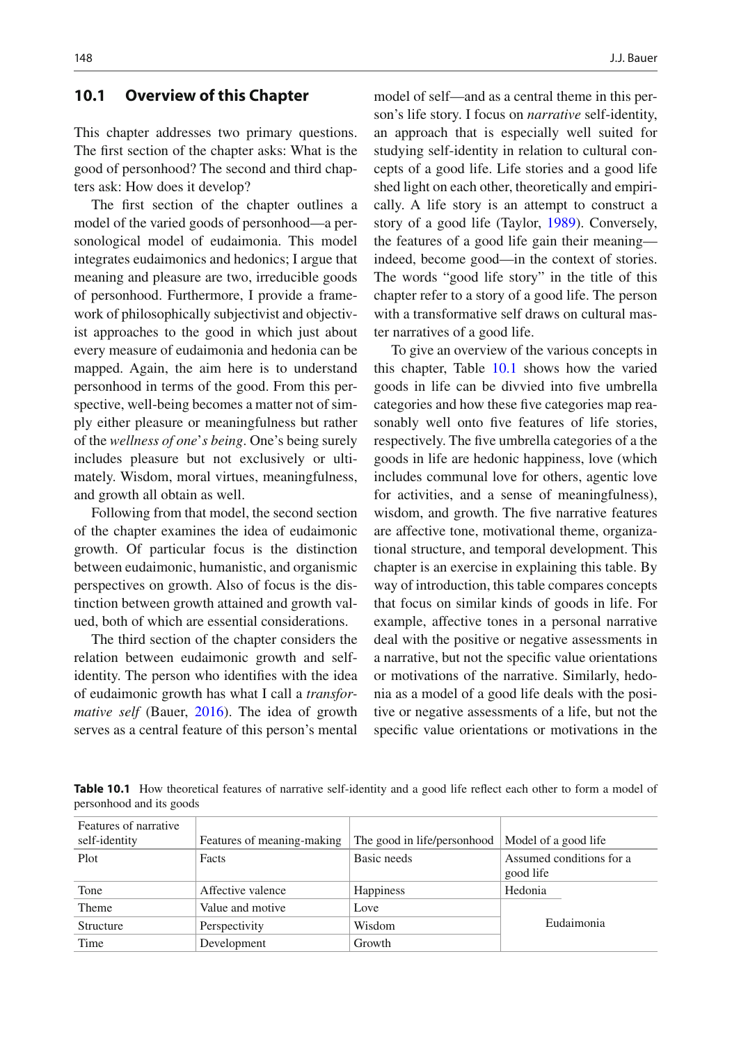## 10.1 Overview of this Chapter

This chapter addresses two primary questions. The first section of the chapter asks: What is the good of personhood? The second and third chapters ask: How does it develop?

The first section of the chapter outlines a model of the varied goods of personhood—a personological model of eudaimonia. This model integrates eudaimonics and hedonics; I argue that meaning and pleasure are two, irreducible goods of personhood. Furthermore, I provide a framework of philosophically subjectivist and objectivist approaches to the good in which just about every measure of eudaimonia and hedonia can be mapped. Again, the aim here is to understand personhood in terms of the good. From this perspective, well-being becomes a matter not of simply either pleasure or meaningfulness but rather of the *wellness of one's being*. One's being surely includes pleasure but not exclusively or ultimately. Wisdom, moral virtues, meaningfulness, and growth all obtain as well.

Following from that model, the second section of the chapter examines the idea of eudaimonic growth. Of particular focus is the distinction between eudaimonic, humanistic, and organismic perspectives on growth. Also of focus is the distinction between growth attained and growth valued, both of which are essential considerations.

The third section of the chapter considers the relation between eudaimonic growth and self-identity. The person who identifies with the idea of eudaimonic growth has what I call a *transformative self* (Bauer, 2016). The idea of growth serves as a central feature of this person's mental model of self—and as a central theme in this person's life story. I focus on *narrative* self-identity, an approach that is especially well suited for studying self-identity in relation to cultural concepts of a good life. Life stories and a good life shed light on each other, theoretically and empirically. A life story is an attempt to construct a story of a good life (Taylor, 1989). Conversely, the features of a good life gain their meaning—indeed, become good—in the context of stories. The words "good life story" in the title of this chapter refer to a story of a good life. The person with a transformative self draws on cultural master narratives of a good life.

To give an overview of the various concepts in this chapter, Table 10.1 shows how the varied goods in life can be divvied into five umbrella categories and how these five categories map reasonably well onto five features of life stories, respectively. The five umbrella categories of a the goods in life are hedonic happiness, love (which includes communal love for others, agentic love for activities, and a sense of meaningfulness), wisdom, and growth. The five narrative features are affective tone, motivational theme, organizational structure, and temporal development. This chapter is an exercise in explaining this table. By way of introduction, this table compares concepts that focus on similar kinds of goods in life. For example, affective tones in a personal narrative deal with the positive or negative assessments in a narrative, but not the specific value orientations or motivations of the narrative. Similarly, hedonia as a model of a good life deals with the positive or negative assessments of a life, but not the specific value orientations or motivations in the

**Table 10.1** How theoretical features of narrative self-identity and a good life reflect each other to form a model of personhood and its goods

| Features of narrative self-identity | Features of meaning-making | The good in life/personhood | Model of a good life |
|---|---|---|---|
| Plot | Facts | Basic needs | Assumed conditions for a good life |
| Tone | Affective valence | Happiness | Hedonia |
| Theme | Value and motive | Love | Eudaimonia |
| Structure | Perspectivity | Wisdom | |
| Time | Development | Growth | |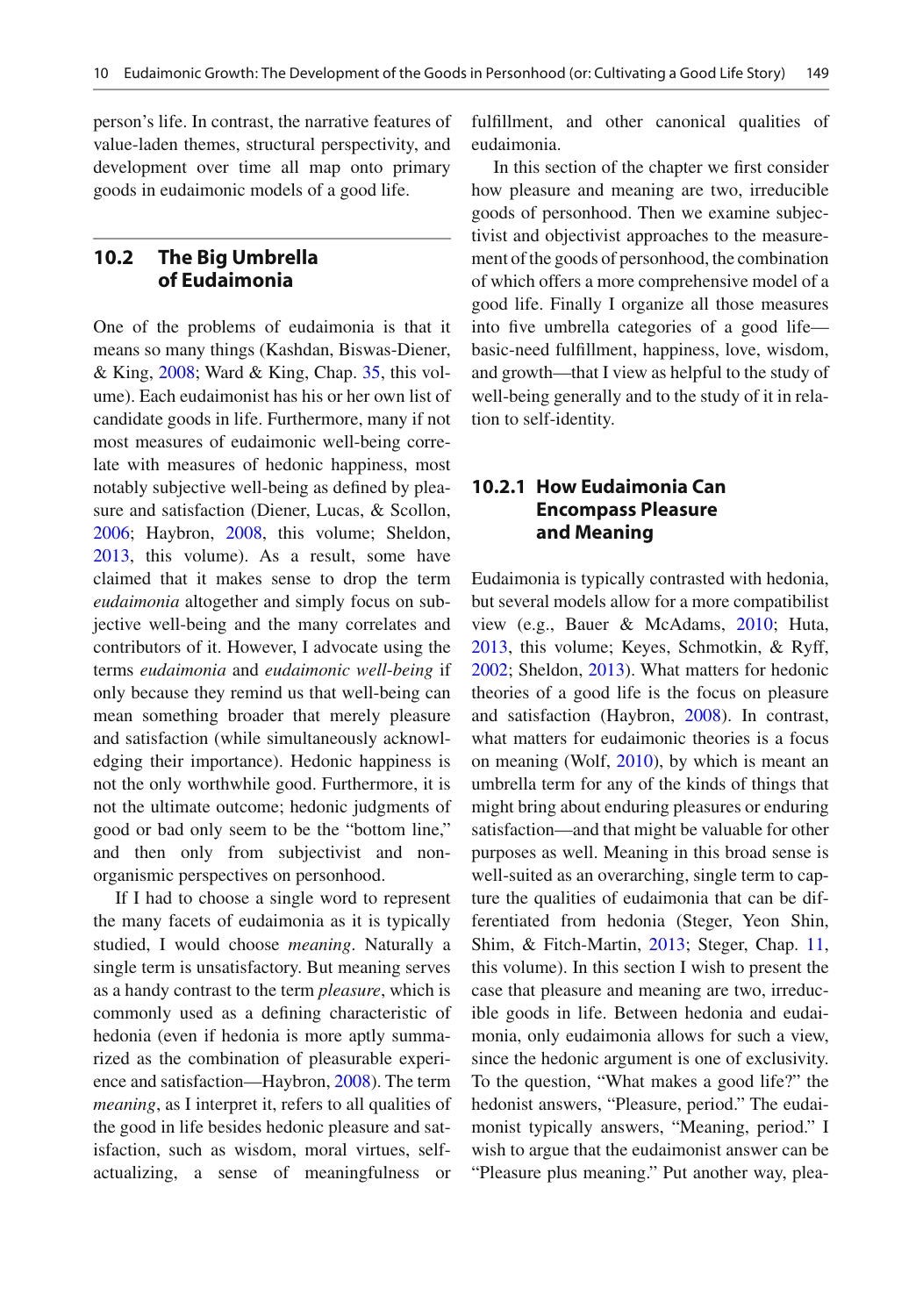person's life. In contrast, the narrative features of value-laden themes, structural perspectivity, and development over time all map onto primary goods in eudaimonic models of a good life.

## 10.2 The Big Umbrella of Eudaimonia

One of the problems of eudaimonia is that it means so many things (Kashdan, Biswas-Diener, & King, 2008; Ward & King, Chap. 35, this volume). Each eudaimonist has his or her own list of candidate goods in life. Furthermore, many if not most measures of eudaimonic well-being correlate with measures of hedonic happiness, most notably subjective well-being as defined by pleasure and satisfaction (Diener, Lucas, & Scollon, 2006; Haybron, 2008, this volume; Sheldon, 2013, this volume). As a result, some have claimed that it makes sense to drop the term *eudaimonia* altogether and simply focus on subjective well-being and the many correlates and contributors of it. However, I advocate using the terms *eudaimonia* and *eudaimonic well-being* if only because they remind us that well-being can mean something broader that merely pleasure and satisfaction (while simultaneously acknowledging their importance). Hedonic happiness is not the only worthwhile good. Furthermore, it is not the ultimate outcome; hedonic judgments of good or bad only seem to be the "bottom line," and then only from subjectivist and non-organismic perspectives on personhood.

If I had to choose a single word to represent the many facets of eudaimonia as it is typically studied, I would choose *meaning*. Naturally a single term is unsatisfactory. But meaning serves as a handy contrast to the term *pleasure*, which is commonly used as a defining characteristic of hedonia (even if hedonia is more aptly summarized as the combination of pleasurable experience and satisfaction—Haybron, 2008). The term *meaning*, as I interpret it, refers to all qualities of the good in life besides hedonic pleasure and satisfaction, such as wisdom, moral virtues, self-actualizing, a sense of meaningfulness or fulfillment, and other canonical qualities of eudaimonia.

In this section of the chapter we first consider how pleasure and meaning are two, irreducible goods of personhood. Then we examine subjectivist and objectivist approaches to the measurement of the goods of personhood, the combination of which offers a more comprehensive model of a good life. Finally I organize all those measures into five umbrella categories of a good life—basic-need fulfillment, happiness, love, wisdom, and growth—that I view as helpful to the study of well-being generally and to the study of it in relation to self-identity.

### 10.2.1 How Eudaimonia Can Encompass Pleasure and Meaning

Eudaimonia is typically contrasted with hedonia, but several models allow for a more compatibilist view (e.g., Bauer & McAdams, 2010; Huta, 2013, this volume; Keyes, Schmotkin, & Ryff, 2002; Sheldon, 2013). What matters for hedonic theories of a good life is the focus on pleasure and satisfaction (Haybron, 2008). In contrast, what matters for eudaimonic theories is a focus on meaning (Wolf, 2010), by which is meant an umbrella term for any of the kinds of things that might bring about enduring pleasures or enduring satisfaction—and that might be valuable for other purposes as well. Meaning in this broad sense is well-suited as an overarching, single term to capture the qualities of eudaimonia that can be differentiated from hedonia (Steger, Yeon Shin, Shim, & Fitch-Martin, 2013; Steger, Chap. 11, this volume). In this section I wish to present the case that pleasure and meaning are two, irreducible goods in life. Between hedonia and eudaimonia, only eudaimonia allows for such a view, since the hedonic argument is one of exclusivity. To the question, "What makes a good life?" the hedonist answers, "Pleasure, period." The eudaimonist typically answers, "Meaning, period." I wish to argue that the eudaimonist answer can be "Pleasure plus meaning." Put another way, plea-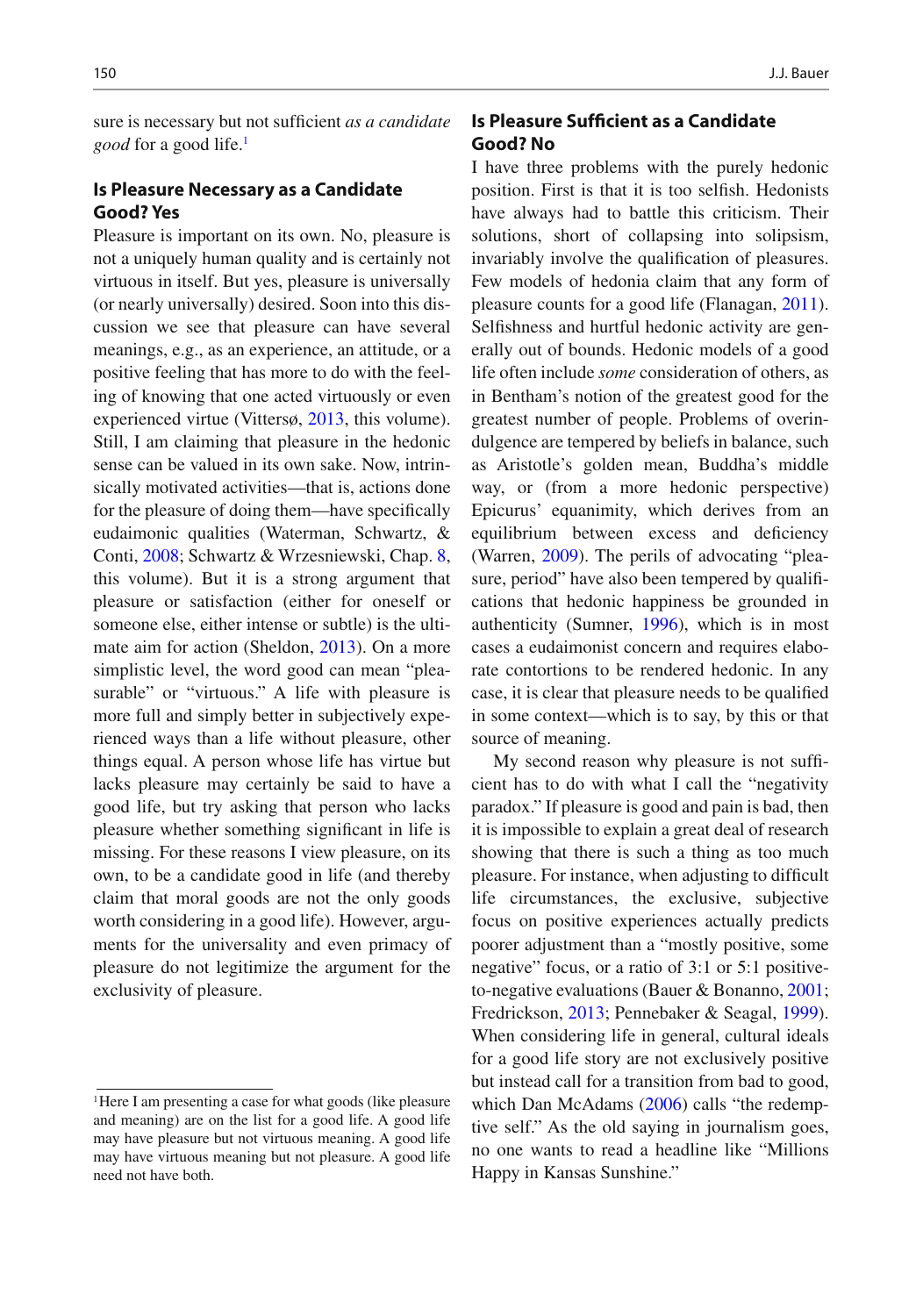sure is necessary but not sufficient *as a candidate good* for a good life.[1]

## Is Pleasure Necessary as a Candidate Good? Yes

Pleasure is important on its own. No, pleasure is not a uniquely human quality and is certainly not virtuous in itself. But yes, pleasure is universally (or nearly universally) desired. Soon into this discussion we see that pleasure can have several meanings, e.g., as an experience, an attitude, or a positive feeling that has more to do with the feeling of knowing that one acted virtuously or even experienced virtue (Vittersø, 2013, this volume). Still, I am claiming that pleasure in the hedonic sense can be valued in its own sake. Now, intrinsically motivated activities—that is, actions done for the pleasure of doing them—have specifically eudaimonic qualities (Waterman, Schwartz, & Conti, 2008; Schwartz & Wrzesniewski, Chap. 8, this volume). But it is a strong argument that pleasure or satisfaction (either for oneself or someone else, either intense or subtle) is the ultimate aim for action (Sheldon, 2013). On a more simplistic level, the word good can mean "pleasurable" or "virtuous." A life with pleasure is more full and simply better in subjectively experienced ways than a life without pleasure, other things equal. A person whose life has virtue but lacks pleasure may certainly be said to have a good life, but try asking that person who lacks pleasure whether something significant in life is missing. For these reasons I view pleasure, on its own, to be a candidate good in life (and thereby claim that moral goods are not the only goods worth considering in a good life). However, arguments for the universality and even primacy of pleasure do not legitimize the argument for the exclusivity of pleasure.

[1]Here I am presenting a case for what goods (like pleasure and meaning) are on the list for a good life. A good life may have pleasure but not virtuous meaning. A good life may have virtuous meaning but not pleasure. A good life need not have both.

## Is Pleasure Sufficient as a Candidate Good? No

I have three problems with the purely hedonic position. First is that it is too selfish. Hedonists have always had to battle this criticism. Their solutions, short of collapsing into solipsism, invariably involve the qualification of pleasures. Few models of hedonia claim that any form of pleasure counts for a good life (Flanagan, 2011). Selfishness and hurtful hedonic activity are generally out of bounds. Hedonic models of a good life often include *some* consideration of others, as in Bentham's notion of the greatest good for the greatest number of people. Problems of overindulgence are tempered by beliefs in balance, such as Aristotle's golden mean, Buddha's middle way, or (from a more hedonic perspective) Epicurus' equanimity, which derives from an equilibrium between excess and deficiency (Warren, 2009). The perils of advocating "pleasure, period" have also been tempered by qualifications that hedonic happiness be grounded in authenticity (Sumner, 1996), which is in most cases a eudaimonist concern and requires elaborate contortions to be rendered hedonic. In any case, it is clear that pleasure needs to be qualified in some context—which is to say, by this or that source of meaning.

My second reason why pleasure is not sufficient has to do with what I call the "negativity paradox." If pleasure is good and pain is bad, then it is impossible to explain a great deal of research showing that there is such a thing as too much pleasure. For instance, when adjusting to difficult life circumstances, the exclusive, subjective focus on positive experiences actually predicts poorer adjustment than a "mostly positive, some negative" focus, or a ratio of 3:1 or 5:1 positive-to-negative evaluations (Bauer & Bonanno, 2001; Fredrickson, 2013; Pennebaker & Seagal, 1999). When considering life in general, cultural ideals for a good life story are not exclusively positive but instead call for a transition from bad to good, which Dan McAdams (2006) calls "the redemptive self." As the old saying in journalism goes, no one wants to read a headline like "Millions Happy in Kansas Sunshine."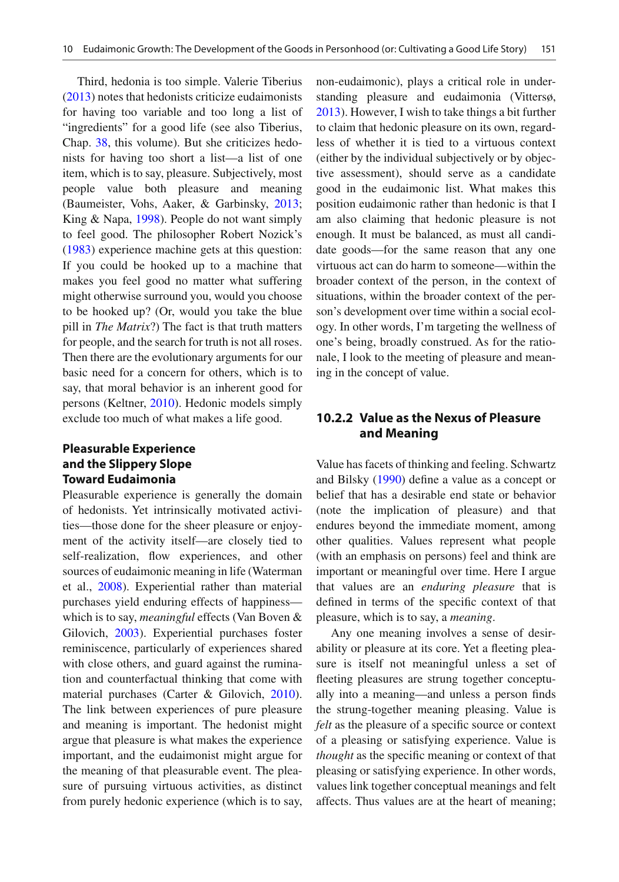Third, hedonia is too simple. Valerie Tiberius (2013) notes that hedonists criticize eudaimonists for having too variable and too long a list of "ingredients" for a good life (see also Tiberius, Chap. 38, this volume). But she criticizes hedonists for having too short a list—a list of one item, which is to say, pleasure. Subjectively, most people value both pleasure and meaning (Baumeister, Vohs, Aaker, & Garbinsky, 2013; King & Napa, 1998). People do not want simply to feel good. The philosopher Robert Nozick's (1983) experience machine gets at this question: If you could be hooked up to a machine that makes you feel good no matter what suffering might otherwise surround you, would you choose to be hooked up? (Or, would you take the blue pill in *The Matrix*?) The fact is that truth matters for people, and the search for truth is not all roses. Then there are the evolutionary arguments for our basic need for a concern for others, which is to say, that moral behavior is an inherent good for persons (Keltner, 2010). Hedonic models simply exclude too much of what makes a life good.

**Pleasurable Experience and the Slippery Slope Toward Eudaimonia**

Pleasurable experience is generally the domain of hedonists. Yet intrinsically motivated activities—those done for the sheer pleasure or enjoyment of the activity itself—are closely tied to self-realization, flow experiences, and other sources of eudaimonic meaning in life (Waterman et al., 2008). Experiential rather than material purchases yield enduring effects of happiness—which is to say, *meaningful* effects (Van Boven & Gilovich, 2003). Experiential purchases foster reminiscence, particularly of experiences shared with close others, and guard against the rumination and counterfactual thinking that come with material purchases (Carter & Gilovich, 2010). The link between experiences of pure pleasure and meaning is important. The hedonist might argue that pleasure is what makes the experience important, and the eudaimonist might argue for the meaning of that pleasurable event. The pleasure of pursuing virtuous activities, as distinct from purely hedonic experience (which is to say, non-eudaimonic), plays a critical role in understanding pleasure and eudaimonia (Vittersø, 2013). However, I wish to take things a bit further to claim that hedonic pleasure on its own, regardless of whether it is tied to a virtuous context (either by the individual subjectively or by objective assessment), should serve as a candidate good in the eudaimonic list. What makes this position eudaimonic rather than hedonic is that I am also claiming that hedonic pleasure is not enough. It must be balanced, as must all candidate goods—for the same reason that any one virtuous act can do harm to someone—within the broader context of the person, in the context of situations, within the broader context of the person's development over time within a social ecology. In other words, I'm targeting the wellness of one's being, broadly construed. As for the rationale, I look to the meeting of pleasure and meaning in the concept of value.

### 10.2.2 Value as the Nexus of Pleasure and Meaning

Value has facets of thinking and feeling. Schwartz and Bilsky (1990) define a value as a concept or belief that has a desirable end state or behavior (note the implication of pleasure) and that endures beyond the immediate moment, among other qualities. Values represent what people (with an emphasis on persons) feel and think are important or meaningful over time. Here I argue that values are an *enduring pleasure* that is defined in terms of the specific context of that pleasure, which is to say, a *meaning*.

Any one meaning involves a sense of desirability or pleasure at its core. Yet a fleeting pleasure is itself not meaningful unless a set of fleeting pleasures are strung together conceptually into a meaning—and unless a person finds the strung-together meaning pleasing. Value is *felt* as the pleasure of a specific source or context of a pleasing or satisfying experience. Value is *thought* as the specific meaning or context of that pleasing or satisfying experience. In other words, values link together conceptual meanings and felt affects. Thus values are at the heart of meaning;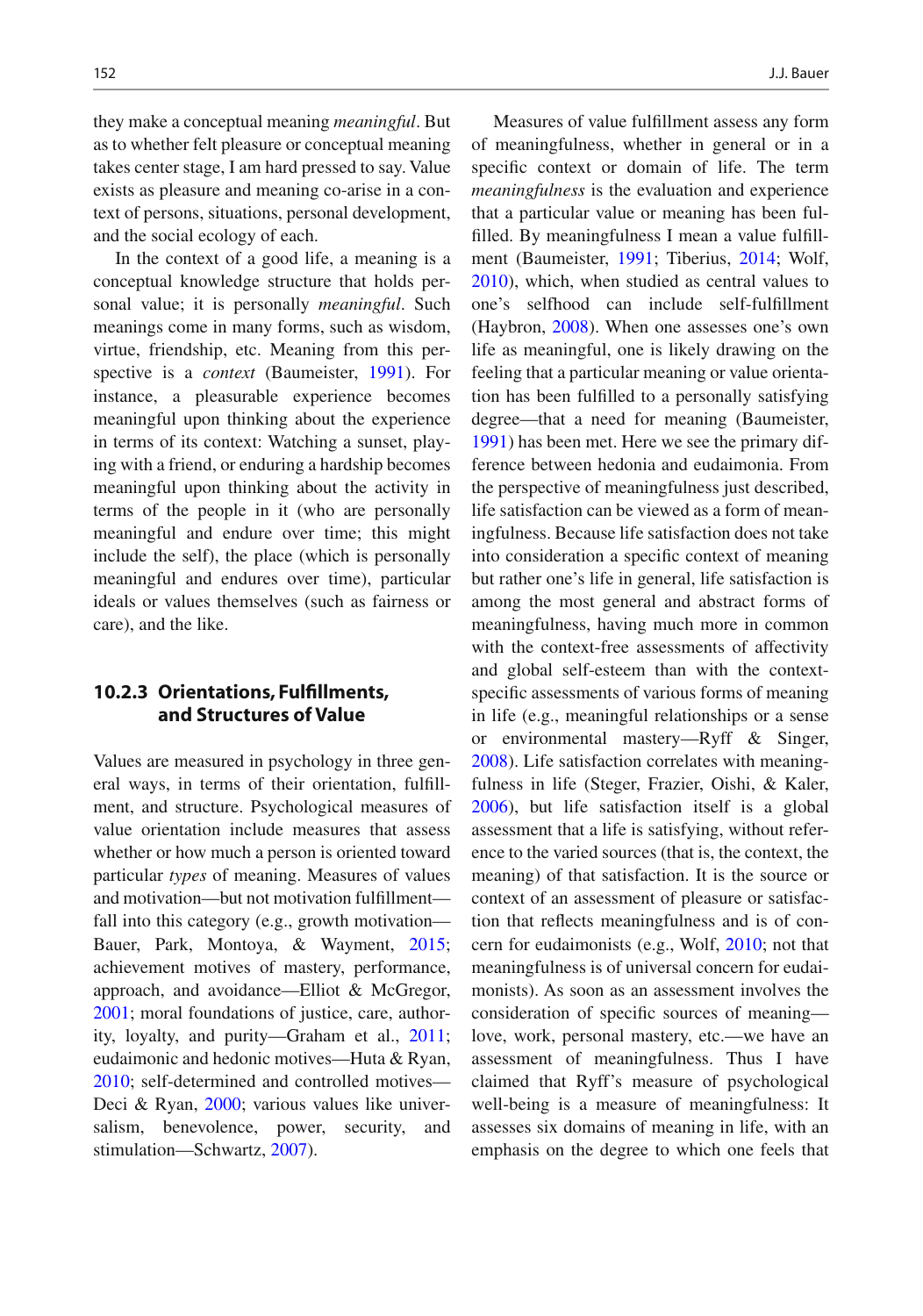they make a conceptual meaning *meaningful*. But as to whether felt pleasure or conceptual meaning takes center stage, I am hard pressed to say. Value exists as pleasure and meaning co-arise in a context of persons, situations, personal development, and the social ecology of each.

In the context of a good life, a meaning is a conceptual knowledge structure that holds personal value; it is personally *meaningful*. Such meanings come in many forms, such as wisdom, virtue, friendship, etc. Meaning from this perspective is a *context* (Baumeister, 1991). For instance, a pleasurable experience becomes meaningful upon thinking about the experience in terms of its context: Watching a sunset, playing with a friend, or enduring a hardship becomes meaningful upon thinking about the activity in terms of the people in it (who are personally meaningful and endure over time; this might include the self), the place (which is personally meaningful and endures over time), particular ideals or values themselves (such as fairness or care), and the like.

### 10.2.3 Orientations, Fulfillments, and Structures of Value

Values are measured in psychology in three general ways, in terms of their orientation, fulfillment, and structure. Psychological measures of value orientation include measures that assess whether or how much a person is oriented toward particular *types* of meaning. Measures of values and motivation—but not motivation fulfillment—fall into this category (e.g., growth motivation—Bauer, Park, Montoya, & Wayment, 2015; achievement motives of mastery, performance, approach, and avoidance—Elliot & McGregor, 2001; moral foundations of justice, care, authority, loyalty, and purity—Graham et al., 2011; eudaimonic and hedonic motives—Huta & Ryan, 2010; self-determined and controlled motives—Deci & Ryan, 2000; various values like universalism, benevolence, power, security, and stimulation—Schwartz, 2007).

Measures of value fulfillment assess any form of meaningfulness, whether in general or in a specific context or domain of life. The term *meaningfulness* is the evaluation and experience that a particular value or meaning has been fulfilled. By meaningfulness I mean a value fulfillment (Baumeister, 1991; Tiberius, 2014; Wolf, 2010), which, when studied as central values to one's selfhood can include self-fulfillment (Haybron, 2008). When one assesses one's own life as meaningful, one is likely drawing on the feeling that a particular meaning or value orientation has been fulfilled to a personally satisfying degree—that a need for meaning (Baumeister, 1991) has been met. Here we see the primary difference between hedonia and eudaimonia. From the perspective of meaningfulness just described, life satisfaction can be viewed as a form of meaningfulness. Because life satisfaction does not take into consideration a specific context of meaning but rather one's life in general, life satisfaction is among the most general and abstract forms of meaningfulness, having much more in common with the context-free assessments of affectivity and global self-esteem than with the context-specific assessments of various forms of meaning in life (e.g., meaningful relationships or a sense or environmental mastery—Ryff & Singer, 2008). Life satisfaction correlates with meaningfulness in life (Steger, Frazier, Oishi, & Kaler, 2006), but life satisfaction itself is a global assessment that a life is satisfying, without reference to the varied sources (that is, the context, the meaning) of that satisfaction. It is the source or context of an assessment of pleasure or satisfaction that reflects meaningfulness and is of concern for eudaimonists (e.g., Wolf, 2010; not that meaningfulness is of universal concern for eudaimonists). As soon as an assessment involves the consideration of specific sources of meaning—love, work, personal mastery, etc.—we have an assessment of meaningfulness. Thus I have claimed that Ryff's measure of psychological well-being is a measure of meaningfulness: It assesses six domains of meaning in life, with an emphasis on the degree to which one feels that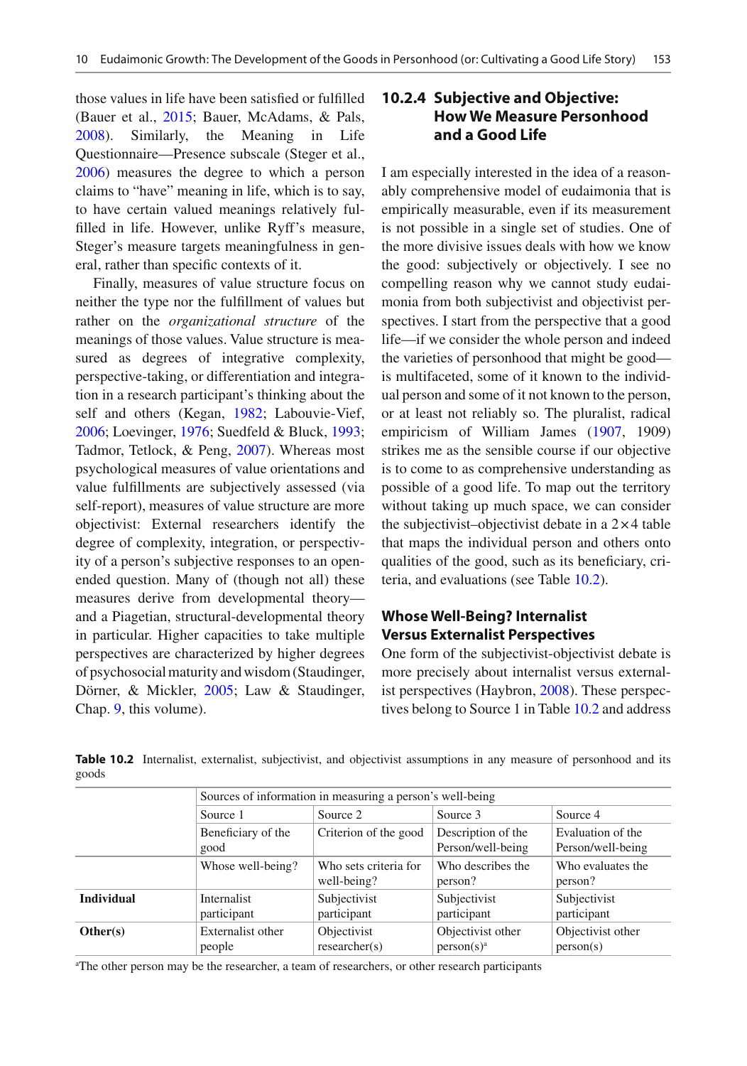those values in life have been satisfied or fulfilled (Bauer et al., 2015; Bauer, McAdams, & Pals, 2008). Similarly, the Meaning in Life Questionnaire—Presence subscale (Steger et al., 2006) measures the degree to which a person claims to "have" meaning in life, which is to say, to have certain valued meanings relatively fulfilled in life. However, unlike Ryff's measure, Steger's measure targets meaningfulness in general, rather than specific contexts of it.

Finally, measures of value structure focus on neither the type nor the fulfillment of values but rather on the *organizational structure* of the meanings of those values. Value structure is measured as degrees of integrative complexity, perspective-taking, or differentiation and integration in a research participant's thinking about the self and others (Kegan, 1982; Labouvie-Vief, 2006; Loevinger, 1976; Suedfeld & Bluck, 1993; Tadmor, Tetlock, & Peng, 2007). Whereas most psychological measures of value orientations and value fulfillments are subjectively assessed (via self-report), measures of value structure are more objectivist: External researchers identify the degree of complexity, integration, or perspectivity of a person's subjective responses to an open-ended question. Many of (though not all) these measures derive from developmental theory—and a Piagetian, structural-developmental theory in particular. Higher capacities to take multiple perspectives are characterized by higher degrees of psychosocial maturity and wisdom (Staudinger, Dörner, & Mickler, 2005; Law & Staudinger, Chap. 9, this volume).

### 10.2.4 Subjective and Objective: How We Measure Personhood and a Good Life

I am especially interested in the idea of a reasonably comprehensive model of eudaimonia that is empirically measurable, even if its measurement is not possible in a single set of studies. One of the more divisive issues deals with how we know the good: subjectively or objectively. I see no compelling reason why we cannot study eudaimonia from both subjectivist and objectivist perspectives. I start from the perspective that a good life—if we consider the whole person and indeed the varieties of personhood that might be good—is multifaceted, some of it known to the individual person and some of it not known to the person, or at least not reliably so. The pluralist, radical empiricism of William James (1907, 1909) strikes me as the sensible course if our objective is to come to as comprehensive understanding as possible of a good life. To map out the territory without taking up much space, we can consider the subjectivist–objectivist debate in a 2 × 4 table that maps the individual person and others onto qualities of the good, such as its beneficiary, criteria, and evaluations (see Table 10.2).

#### Whose Well-Being? Internalist Versus Externalist Perspectives

One form of the subjectivist-objectivist debate is more precisely about internalist versus externalist perspectives (Haybron, 2008). These perspectives belong to Source 1 in Table 10.2 and address

**Table 10.2** Internalist, externalist, subjectivist, and objectivist assumptions in any measure of personhood and its goods

| | Sources of information in measuring a person's well-being | | | |
|---|---|---|---|---|
| | Source 1 | Source 2 | Source 3 | Source 4 |
| | Beneficiary of the good | Criterion of the good | Description of the Person/well-being | Evaluation of the Person/well-being |
| | Whose well-being? | Who sets criteria for well-being? | Who describes the person? | Who evaluates the person? |
| **Individual** | Internalist participant | Subjectivist participant | Subjectivist participant | Subjectivist participant |
| **Other(s)** | Externalist other people | Objectivist researcher(s) | Objectivist other person(s)[a] | Objectivist other person(s) |

[a]The other person may be the researcher, a team of researchers, or other research participants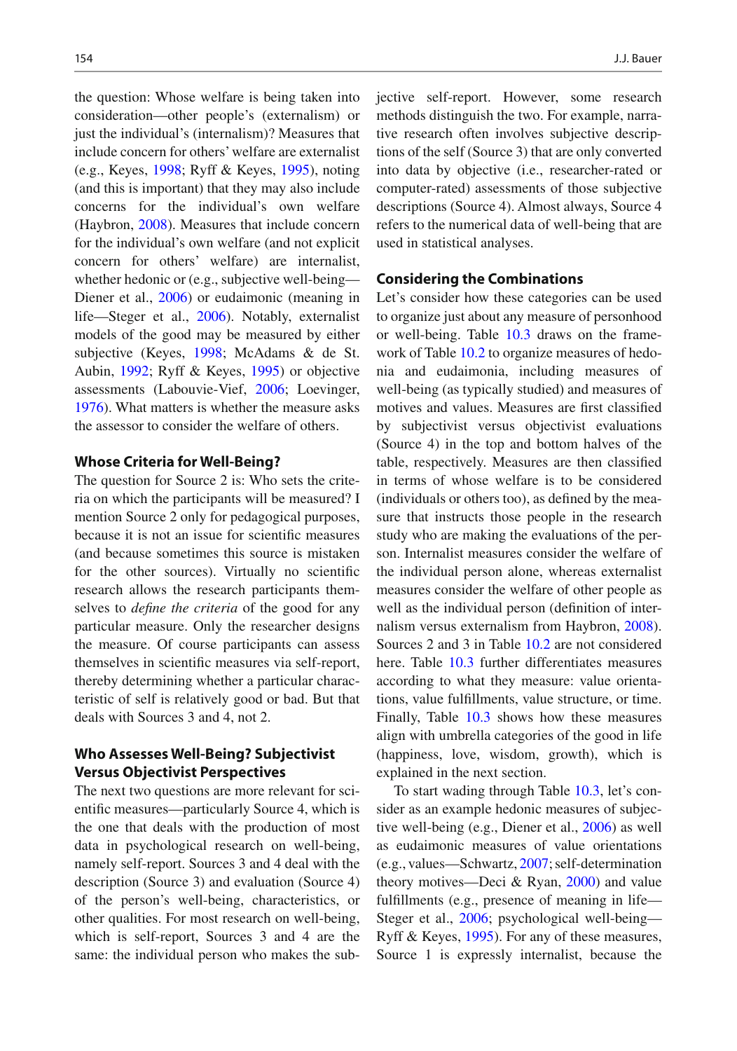the question: Whose welfare is being taken into consideration—other people's (externalism) or just the individual's (internalism)? Measures that include concern for others' welfare are externalist (e.g., Keyes, 1998; Ryff & Keyes, 1995), noting (and this is important) that they may also include concerns for the individual's own welfare (Haybron, 2008). Measures that include concern for the individual's own welfare (and not explicit concern for others' welfare) are internalist, whether hedonic or (e.g., subjective well-being—Diener et al., 2006) or eudaimonic (meaning in life—Steger et al., 2006). Notably, externalist models of the good may be measured by either subjective (Keyes, 1998; McAdams & de St. Aubin, 1992; Ryff & Keyes, 1995) or objective assessments (Labouvie-Vief, 2006; Loevinger, 1976). What matters is whether the measure asks the assessor to consider the welfare of others.

### Whose Criteria for Well-Being?

The question for Source 2 is: Who sets the criteria on which the participants will be measured? I mention Source 2 only for pedagogical purposes, because it is not an issue for scientific measures (and because sometimes this source is mistaken for the other sources). Virtually no scientific research allows the research participants themselves to *define the criteria* of the good for any particular measure. Only the researcher designs the measure. Of course participants can assess themselves in scientific measures via self-report, thereby determining whether a particular characteristic of self is relatively good or bad. But that deals with Sources 3 and 4, not 2.

### Who Assesses Well-Being? Subjectivist Versus Objectivist Perspectives

The next two questions are more relevant for scientific measures—particularly Source 4, which is the one that deals with the production of most data in psychological research on well-being, namely self-report. Sources 3 and 4 deal with the description (Source 3) and evaluation (Source 4) of the person's well-being, characteristics, or other qualities. For most research on well-being, which is self-report, Sources 3 and 4 are the same: the individual person who makes the subjective self-report. However, some research methods distinguish the two. For example, narrative research often involves subjective descriptions of the self (Source 3) that are only converted into data by objective (i.e., researcher-rated or computer-rated) assessments of those subjective descriptions (Source 4). Almost always, Source 4 refers to the numerical data of well-being that are used in statistical analyses.

### Considering the Combinations

Let's consider how these categories can be used to organize just about any measure of personhood or well-being. Table 10.3 draws on the framework of Table 10.2 to organize measures of hedonia and eudaimonia, including measures of well-being (as typically studied) and measures of motives and values. Measures are first classified by subjectivist versus objectivist evaluations (Source 4) in the top and bottom halves of the table, respectively. Measures are then classified in terms of whose welfare is to be considered (individuals or others too), as defined by the measure that instructs those people in the research study who are making the evaluations of the person. Internalist measures consider the welfare of the individual person alone, whereas externalist measures consider the welfare of other people as well as the individual person (definition of internalism versus externalism from Haybron, 2008). Sources 2 and 3 in Table 10.2 are not considered here. Table 10.3 further differentiates measures according to what they measure: value orientations, value fulfillments, value structure, or time. Finally, Table 10.3 shows how these measures align with umbrella categories of the good in life (happiness, love, wisdom, growth), which is explained in the next section.

To start wading through Table 10.3, let's consider as an example hedonic measures of subjective well-being (e.g., Diener et al., 2006) as well as eudaimonic measures of value orientations (e.g., values—Schwartz, 2007; self-determination theory motives—Deci & Ryan, 2000) and value fulfillments (e.g., presence of meaning in life—Steger et al., 2006; psychological well-being—Ryff & Keyes, 1995). For any of these measures, Source 1 is expressly internalist, because the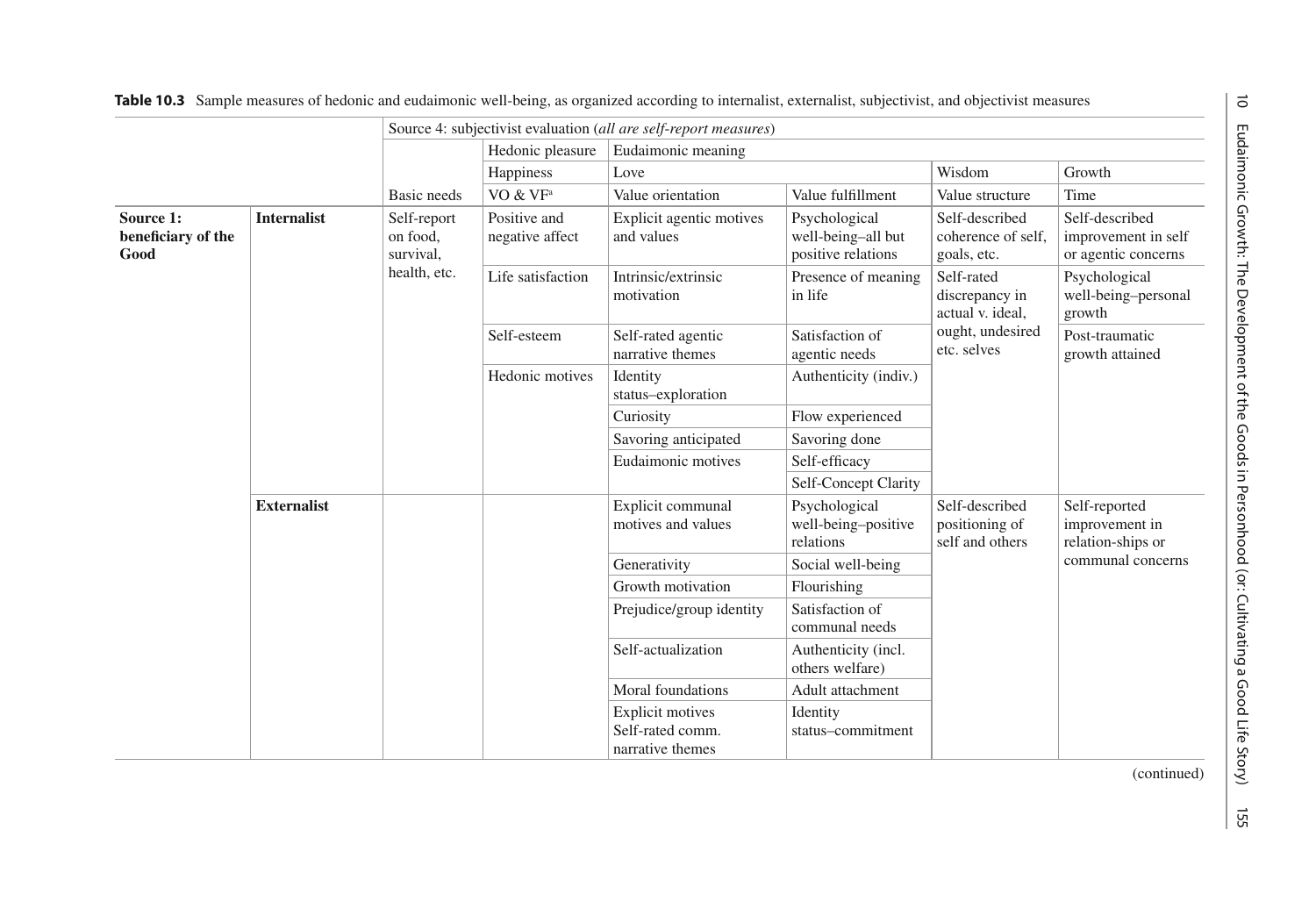**Table 10.3** Sample measures of hedonic and eudaimonic well-being, as organized according to internalist, externalist, subjectivist, and objectivist measures

| | | Source 4: subjectivist evaluation (*all are self-report measures*) | | | | | |
|---|---|---|---|---|---|---|---|
| | | | Hedonic pleasure | Eudaimonic meaning | | | |
| | | | Happiness | Love | | Wisdom | Growth |
| | | Basic needs | VO & VF[a] | Value orientation | Value fulfillment | Value structure | Time |
| **Source 1: beneficiary of the Good** | **Internalist** | Self-report on food, survival, health, etc. | Positive and negative affect | Explicit agentic motives and values | Psychological well-being–all but positive relations | Self-described coherence of self, goals, etc. | Self-described improvement in self or agentic concerns |
| | | | Life satisfaction | Intrinsic/extrinsic motivation | Presence of meaning in life | Self-rated discrepancy in actual v. ideal, ought, undesired etc. selves | Psychological well-being–personal growth |
| | | | Self-esteem | Self-rated agentic narrative themes | Satisfaction of agentic needs | | Post-traumatic growth attained |
| | | | Hedonic motives | Identity status–exploration | Authenticity (indiv.) | | |
| | | | | Curiosity | Flow experienced | | |
| | | | | Savoring anticipated | Savoring done | | |
| | | | | Eudaimonic motives | Self-efficacy | | |
| | | | | | Self-Concept Clarity | | |
| | **Externalist** | | | Explicit communal motives and values | Psychological well-being–positive relations | Self-described positioning of self and others | Self-reported improvement in relation-ships or communal concerns |
| | | | | Generativity | Social well-being | | |
| | | | | Growth motivation | Flourishing | | |
| | | | | Prejudice/group identity | Satisfaction of communal needs | | |
| | | | | Self-actualization | Authenticity (incl. others welfare) | | |
| | | | | Moral foundations | Adult attachment | | |
| | | | | Explicit motives Self-rated comm. narrative themes | Identity status–commitment | | |

(continued)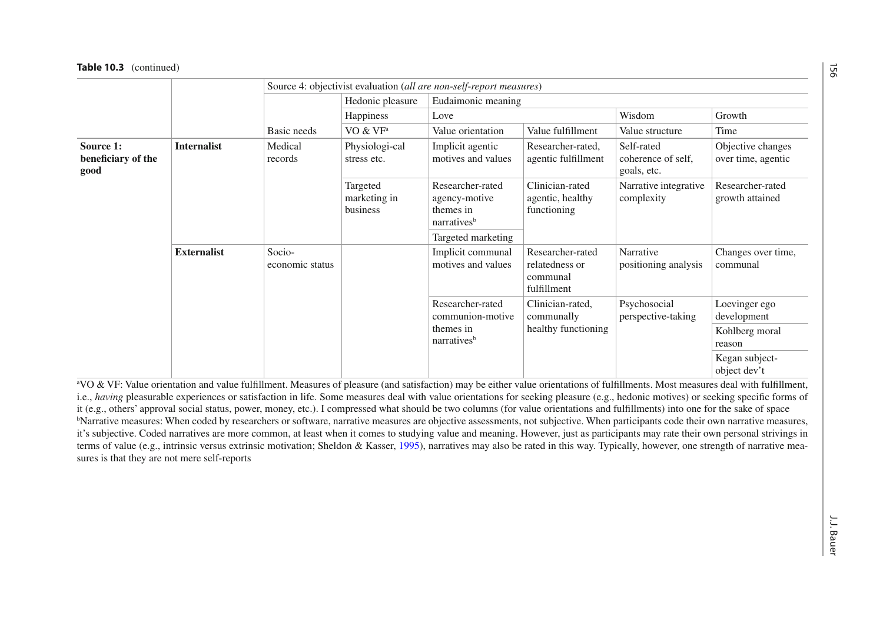**Table 10.3** (continued)

| | | Source 4: objectivist evaluation (*all are non-self-report measures*) | | | | | |
|---|---|---|---|---|---|---|---|
| | | | Hedonic pleasure | Eudaimonic meaning | | | |
| | | | Happiness | Love | | Wisdom | Growth |
| | | Basic needs | VO & VF[a] | Value orientation | Value fulfillment | Value structure | Time |
| **Source 1: beneficiary of the good** | **Internalist** | Medical records | Physiologi-cal stress etc. | Implicit agentic motives and values | Researcher-rated, agentic fulfillment | Self-rated coherence of self, goals, etc. | Objective changes over time, agentic |
| | | | Targeted marketing in business | Researcher-rated agency-motive themes in narratives[b] | Clinician-rated agentic, healthy functioning | Narrative integrative complexity | Researcher-rated growth attained |
| | | | | Targeted marketing | | | |
| | **Externalist** | Socio-economic status | | Implicit communal motives and values | Researcher-rated relatedness or communal fulfillment | Narrative positioning analysis | Changes over time, communal |
| | | | | Researcher-rated communion-motive themes in narratives[b] | Clinician-rated, communally healthy functioning | Psychosocial perspective-taking | Loevinger ego development |
| | | | | | | | Kohlberg moral reason |
| | | | | | | | Kegan subject-object dev't |

[a]VO & VF: Value orientation and value fulfillment. Measures of pleasure (and satisfaction) may be either value orientations of fulfillments. Most measures deal with fulfillment, i.e., *having* pleasurable experiences or satisfaction in life. Some measures deal with value orientations for seeking pleasure (e.g., hedonic motives) or seeking specific forms of it (e.g., others' approval social status, power, money, etc.). I compressed what should be two columns (for value orientations and fulfillments) into one for the sake of space

[b]Narrative measures: When coded by researchers or software, narrative measures are objective assessments, not subjective. When participants code their own narrative measures, it's subjective. Coded narratives are more common, at least when it comes to studying value and meaning. However, just as participants may rate their own personal strivings in terms of value (e.g., intrinsic versus extrinsic motivation; Sheldon & Kasser, 1995), narratives may also be rated in this way. Typically, however, one strength of narrative measures is that they are not mere self-reports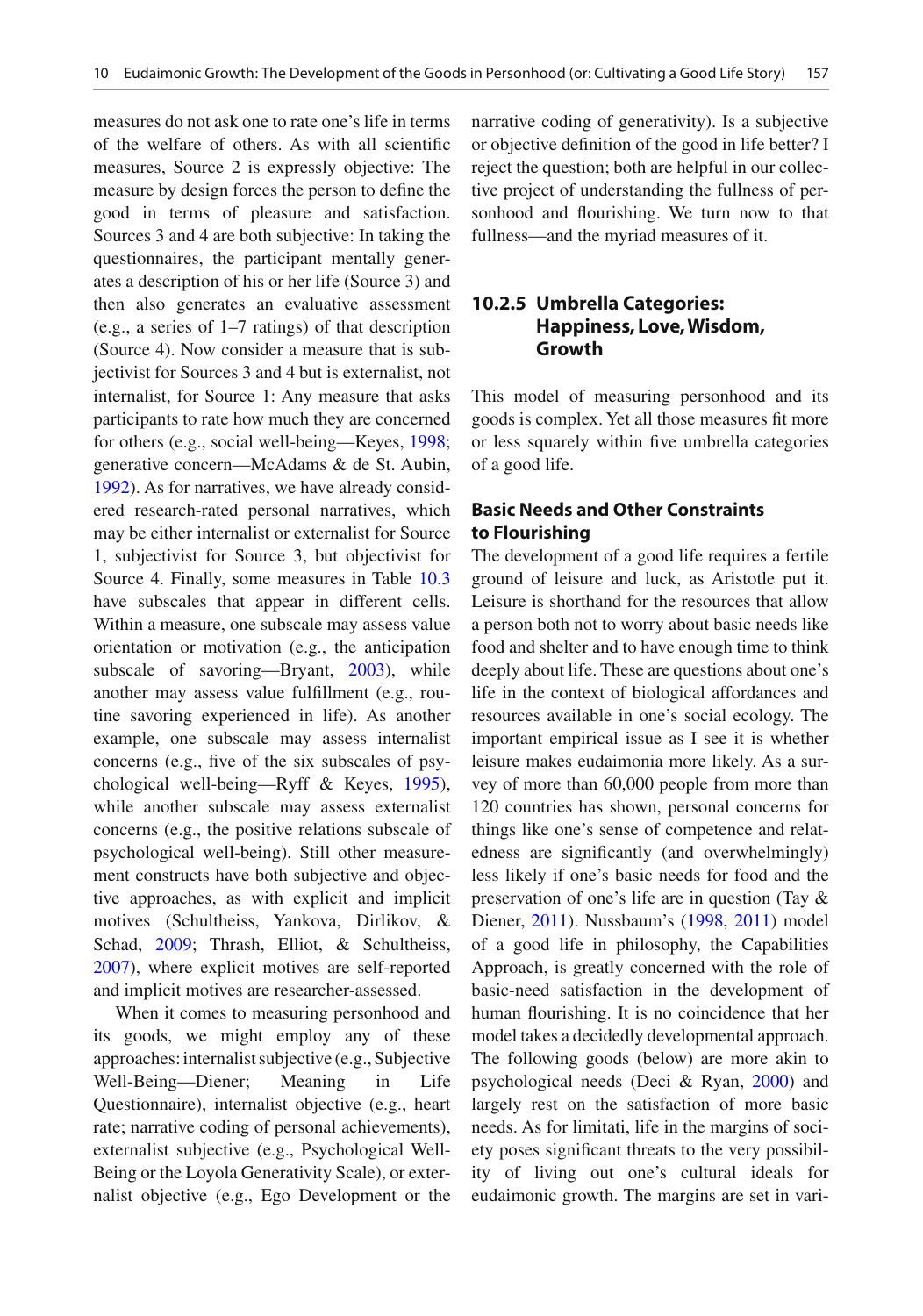measures do not ask one to rate one's life in terms of the welfare of others. As with all scientific measures, Source 2 is expressly objective: The measure by design forces the person to define the good in terms of pleasure and satisfaction. Sources 3 and 4 are both subjective: In taking the questionnaires, the participant mentally generates a description of his or her life (Source 3) and then also generates an evaluative assessment (e.g., a series of 1–7 ratings) of that description (Source 4). Now consider a measure that is subjectivist for Sources 3 and 4 but is externalist, not internalist, for Source 1: Any measure that asks participants to rate how much they are concerned for others (e.g., social well-being—Keyes, 1998; generative concern—McAdams & de St. Aubin, 1992). As for narratives, we have already considered research-rated personal narratives, which may be either internalist or externalist for Source 1, subjectivist for Source 3, but objectivist for Source 4. Finally, some measures in Table 10.3 have subscales that appear in different cells. Within a measure, one subscale may assess value orientation or motivation (e.g., the anticipation subscale of savoring—Bryant, 2003), while another may assess value fulfillment (e.g., routine savoring experienced in life). As another example, one subscale may assess internalist concerns (e.g., five of the six subscales of psychological well-being—Ryff & Keyes, 1995), while another subscale may assess externalist concerns (e.g., the positive relations subscale of psychological well-being). Still other measurement constructs have both subjective and objective approaches, as with explicit and implicit motives (Schultheiss, Yankova, Dirlikov, & Schad, 2009; Thrash, Elliot, & Schultheiss, 2007), where explicit motives are self-reported and implicit motives are researcher-assessed.

When it comes to measuring personhood and its goods, we might employ any of these approaches: internalist subjective (e.g., Subjective Well-Being—Diener; Meaning in Life Questionnaire), internalist objective (e.g., heart rate; narrative coding of personal achievements), externalist subjective (e.g., Psychological Well-Being or the Loyola Generativity Scale), or externalist objective (e.g., Ego Development or the narrative coding of generativity). Is a subjective or objective definition of the good in life better? I reject the question; both are helpful in our collective project of understanding the fullness of personhood and flourishing. We turn now to that fullness—and the myriad measures of it.

### 10.2.5 Umbrella Categories: Happiness, Love, Wisdom, Growth

This model of measuring personhood and its goods is complex. Yet all those measures fit more or less squarely within five umbrella categories of a good life.

#### Basic Needs and Other Constraints to Flourishing

The development of a good life requires a fertile ground of leisure and luck, as Aristotle put it. Leisure is shorthand for the resources that allow a person both not to worry about basic needs like food and shelter and to have enough time to think deeply about life. These are questions about one's life in the context of biological affordances and resources available in one's social ecology. The important empirical issue as I see it is whether leisure makes eudaimonia more likely. As a survey of more than 60,000 people from more than 120 countries has shown, personal concerns for things like one's sense of competence and relatedness are significantly (and overwhelmingly) less likely if one's basic needs for food and the preservation of one's life are in question (Tay & Diener, 2011). Nussbaum's (1998, 2011) model of a good life in philosophy, the Capabilities Approach, is greatly concerned with the role of basic-need satisfaction in the development of human flourishing. It is no coincidence that her model takes a decidedly developmental approach. The following goods (below) are more akin to psychological needs (Deci & Ryan, 2000) and largely rest on the satisfaction of more basic needs. As for limitati, life in the margins of society poses significant threats to the very possibility of living out one's cultural ideals for eudaimonic growth. The margins are set in vari-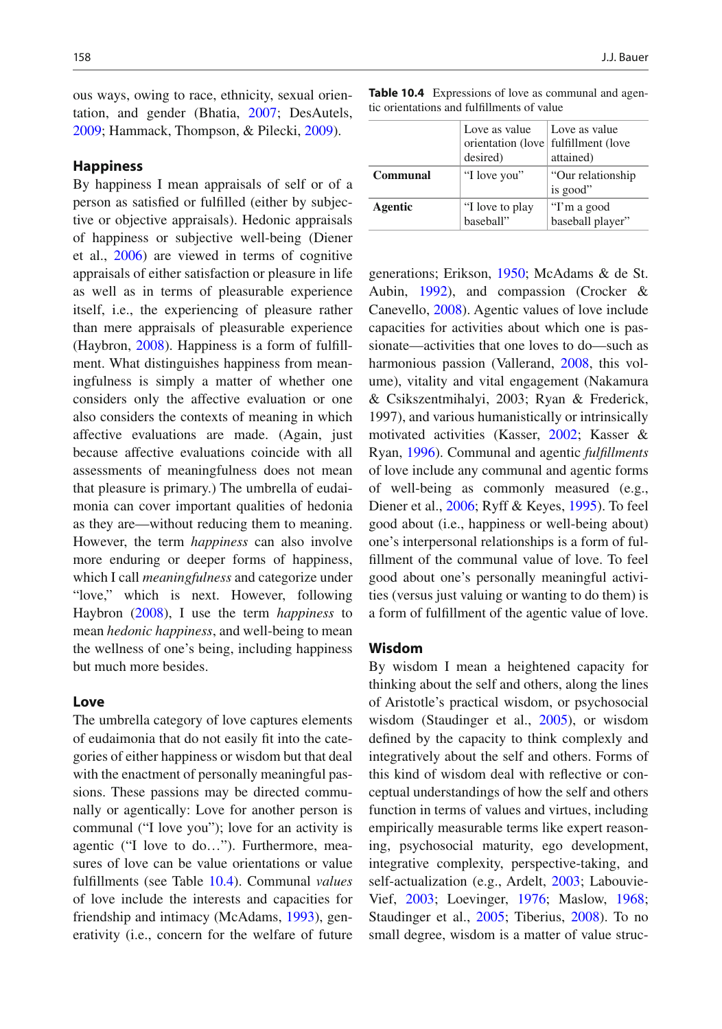ous ways, owing to race, ethnicity, sexual orientation, and gender (Bhatia, 2007; DesAutels, 2009; Hammack, Thompson, & Pilecki, 2009).

### Happiness

By happiness I mean appraisals of self or of a person as satisfied or fulfilled (either by subjective or objective appraisals). Hedonic appraisals of happiness or subjective well-being (Diener et al., 2006) are viewed in terms of cognitive appraisals of either satisfaction or pleasure in life as well as in terms of pleasurable experience itself, i.e., the experiencing of pleasure rather than mere appraisals of pleasurable experience (Haybron, 2008). Happiness is a form of fulfillment. What distinguishes happiness from meaningfulness is simply a matter of whether one considers only the affective evaluation or one also considers the contexts of meaning in which affective evaluations are made. (Again, just because affective evaluations coincide with all assessments of meaningfulness does not mean that pleasure is primary.) The umbrella of eudaimonia can cover important qualities of hedonia as they are—without reducing them to meaning. However, the term *happiness* can also involve more enduring or deeper forms of happiness, which I call *meaningfulness* and categorize under "love," which is next. However, following Haybron (2008), I use the term *happiness* to mean *hedonic happiness*, and well-being to mean the wellness of one's being, including happiness but much more besides.

### Love

The umbrella category of love captures elements of eudaimonia that do not easily fit into the categories of either happiness or wisdom but that deal with the enactment of personally meaningful passions. These passions may be directed communally or agentically: Love for another person is communal ("I love you"); love for an activity is agentic ("I love to do…"). Furthermore, measures of love can be value orientations or value fulfillments (see Table 10.4). Communal *values* of love include the interests and capacities for friendship and intimacy (McAdams, 1993), generativity (i.e., concern for the welfare of future generations; Erikson, 1950; McAdams & de St. Aubin, 1992), and compassion (Crocker & Canevello, 2008). Agentic values of love include capacities for activities about which one is passionate—activities that one loves to do—such as harmonious passion (Vallerand, 2008, this volume), vitality and vital engagement (Nakamura & Csikszentmihalyi, 2003; Ryan & Frederick, 1997), and various humanistically or intrinsically motivated activities (Kasser, 2002; Kasser & Ryan, 1996). Communal and agentic *fulfillments* of love include any communal and agentic forms of well-being as commonly measured (e.g., Diener et al., 2006; Ryff & Keyes, 1995). To feel good about (i.e., happiness or well-being about) one's interpersonal relationships is a form of fulfillment of the communal value of love. To feel good about one's personally meaningful activities (versus just valuing or wanting to do them) is a form of fulfillment of the agentic value of love.

**Table 10.4** Expressions of love as communal and agentic orientations and fulfillments of value

| | Love as value orientation (love desired) | Love as value fulfillment (love attained) |
|---|---|---|
| **Communal** | "I love you" | "Our relationship is good" |
| **Agentic** | "I love to play baseball" | "I'm a good baseball player" |

### Wisdom

By wisdom I mean a heightened capacity for thinking about the self and others, along the lines of Aristotle's practical wisdom, or psychosocial wisdom (Staudinger et al., 2005), or wisdom defined by the capacity to think complexly and integratively about the self and others. Forms of this kind of wisdom deal with reflective or conceptual understandings of how the self and others function in terms of values and virtues, including empirically measurable terms like expert reasoning, psychosocial maturity, ego development, integrative complexity, perspective-taking, and self-actualization (e.g., Ardelt, 2003; Labouvie-Vief, 2003; Loevinger, 1976; Maslow, 1968; Staudinger et al., 2005; Tiberius, 2008). To no small degree, wisdom is a matter of value struc-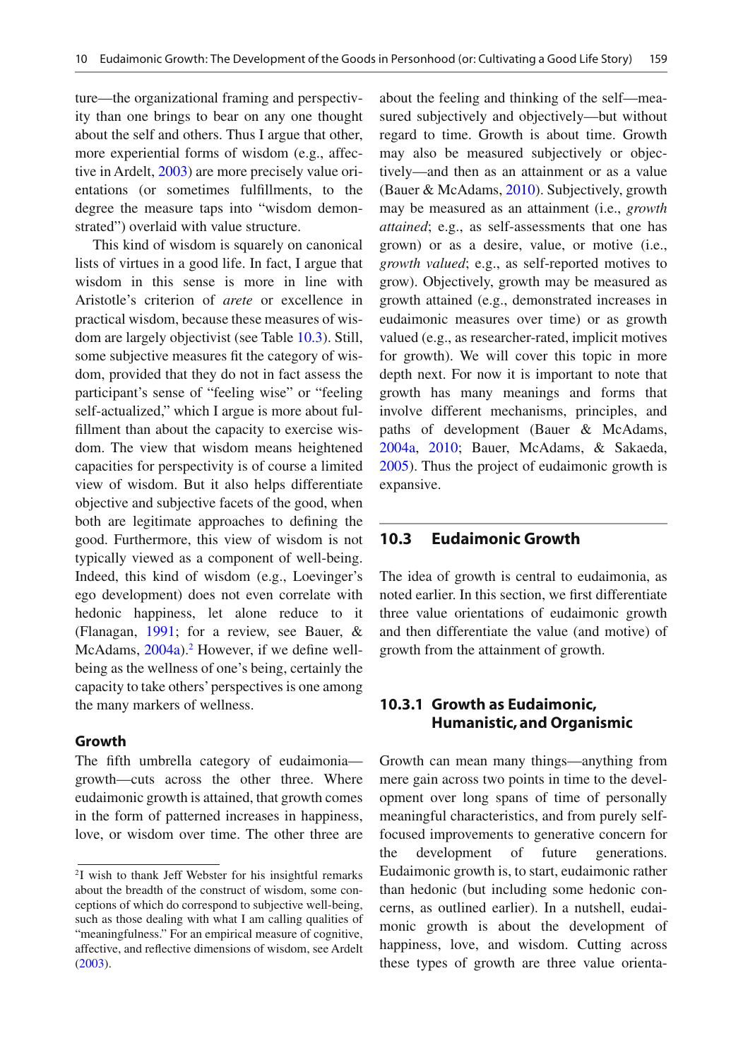ture—the organizational framing and perspectivity than one brings to bear on any one thought about the self and others. Thus I argue that other, more experiential forms of wisdom (e.g., affective in Ardelt, 2003) are more precisely value orientations (or sometimes fulfillments, to the degree the measure taps into "wisdom demonstrated") overlaid with value structure.

This kind of wisdom is squarely on canonical lists of virtues in a good life. In fact, I argue that wisdom in this sense is more in line with Aristotle's criterion of *arete* or excellence in practical wisdom, because these measures of wisdom are largely objectivist (see Table 10.3). Still, some subjective measures fit the category of wisdom, provided that they do not in fact assess the participant's sense of "feeling wise" or "feeling self-actualized," which I argue is more about fulfillment than about the capacity to exercise wisdom. The view that wisdom means heightened capacities for perspectivity is of course a limited view of wisdom. But it also helps differentiate objective and subjective facets of the good, when both are legitimate approaches to defining the good. Furthermore, this view of wisdom is not typically viewed as a component of well-being. Indeed, this kind of wisdom (e.g., Loevinger's ego development) does not even correlate with hedonic happiness, let alone reduce to it (Flanagan, 1991; for a review, see Bauer, & McAdams, 2004a).[2] However, if we define well-being as the wellness of one's being, certainly the capacity to take others' perspectives is one among the many markers of wellness.

**Growth**

The fifth umbrella category of eudaimonia—growth—cuts across the other three. Where eudaimonic growth is attained, that growth comes in the form of patterned increases in happiness, love, or wisdom over time. The other three are about the feeling and thinking of the self—measured subjectively and objectively—but without regard to time. Growth is about time. Growth may also be measured subjectively or objectively—and then as an attainment or as a value (Bauer & McAdams, 2010). Subjectively, growth may be measured as an attainment (i.e., *growth attained*; e.g., as self-assessments that one has grown) or as a desire, value, or motive (i.e., *growth valued*; e.g., as self-reported motives to grow). Objectively, growth may be measured as growth attained (e.g., demonstrated increases in eudaimonic measures over time) or as growth valued (e.g., as researcher-rated, implicit motives for growth). We will cover this topic in more depth next. For now it is important to note that growth has many meanings and forms that involve different mechanisms, principles, and paths of development (Bauer & McAdams, 2004a, 2010; Bauer, McAdams, & Sakaeda, 2005). Thus the project of eudaimonic growth is expansive.

## 10.3 Eudaimonic Growth

The idea of growth is central to eudaimonia, as noted earlier. In this section, we first differentiate three value orientations of eudaimonic growth and then differentiate the value (and motive) of growth from the attainment of growth.

### 10.3.1 Growth as Eudaimonic, Humanistic, and Organismic

Growth can mean many things—anything from mere gain across two points in time to the development over long spans of time of personally meaningful characteristics, and from purely self-focused improvements to generative concern for the development of future generations. Eudaimonic growth is, to start, eudaimonic rather than hedonic (but including some hedonic concerns, as outlined earlier). In a nutshell, eudaimonic growth is about the development of happiness, love, and wisdom. Cutting across these types of growth are three value orienta-

[2] I wish to thank Jeff Webster for his insightful remarks about the breadth of the construct of wisdom, some conceptions of which do correspond to subjective well-being, such as those dealing with what I am calling qualities of "meaningfulness." For an empirical measure of cognitive, affective, and reflective dimensions of wisdom, see Ardelt (2003).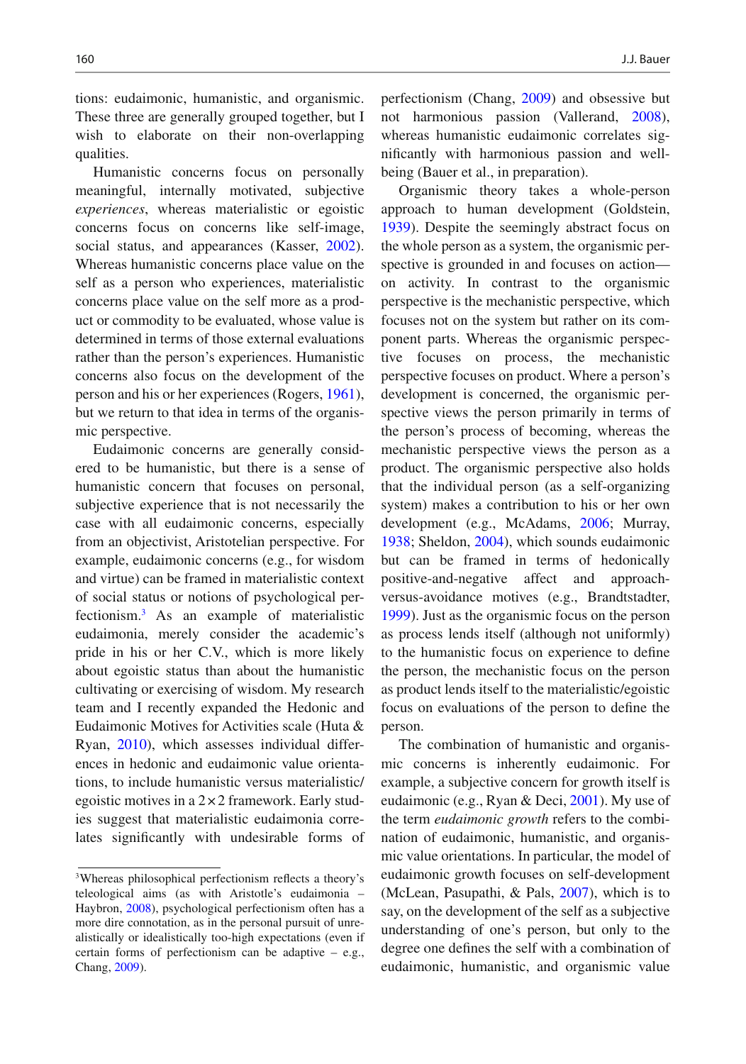tions: eudaimonic, humanistic, and organismic. These three are generally grouped together, but I wish to elaborate on their non-overlapping qualities.

Humanistic concerns focus on personally meaningful, internally motivated, subjective *experiences*, whereas materialistic or egoistic concerns focus on concerns like self-image, social status, and appearances (Kasser, 2002). Whereas humanistic concerns place value on the self as a person who experiences, materialistic concerns place value on the self more as a product or commodity to be evaluated, whose value is determined in terms of those external evaluations rather than the person's experiences. Humanistic concerns also focus on the development of the person and his or her experiences (Rogers, 1961), but we return to that idea in terms of the organismic perspective.

Eudaimonic concerns are generally considered to be humanistic, but there is a sense of humanistic concern that focuses on personal, subjective experience that is not necessarily the case with all eudaimonic concerns, especially from an objectivist, Aristotelian perspective. For example, eudaimonic concerns (e.g., for wisdom and virtue) can be framed in materialistic context of social status or notions of psychological perfectionism.[3] As an example of materialistic eudaimonia, merely consider the academic's pride in his or her C.V., which is more likely about egoistic status than about the humanistic cultivating or exercising of wisdom. My research team and I recently expanded the Hedonic and Eudaimonic Motives for Activities scale (Huta & Ryan, 2010), which assesses individual differences in hedonic and eudaimonic value orientations, to include humanistic versus materialistic/egoistic motives in a $2 \times 2$ framework. Early studies suggest that materialistic eudaimonia correlates significantly with undesirable forms of perfectionism (Chang, 2009) and obsessive but not harmonious passion (Vallerand, 2008), whereas humanistic eudaimonic correlates significantly with harmonious passion and well-being (Bauer et al., in preparation).

Organismic theory takes a whole-person approach to human development (Goldstein, 1939). Despite the seemingly abstract focus on the whole person as a system, the organismic perspective is grounded in and focuses on action—on activity. In contrast to the organismic perspective is the mechanistic perspective, which focuses not on the system but rather on its component parts. Whereas the organismic perspective focuses on process, the mechanistic perspective focuses on product. Where a person's development is concerned, the organismic perspective views the person primarily in terms of the person's process of becoming, whereas the mechanistic perspective views the person as a product. The organismic perspective also holds that the individual person (as a self-organizing system) makes a contribution to his or her own development (e.g., McAdams, 2006; Murray, 1938; Sheldon, 2004), which sounds eudaimonic but can be framed in terms of hedonically positive-and-negative affect and approach-versus-avoidance motives (e.g., Brandtstadter, 1999). Just as the organismic focus on the person as process lends itself (although not uniformly) to the humanistic focus on experience to define the person, the mechanistic focus on the person as product lends itself to the materialistic/egoistic focus on evaluations of the person to define the person.

The combination of humanistic and organismic concerns is inherently eudaimonic. For example, a subjective concern for growth itself is eudaimonic (e.g., Ryan & Deci, 2001). My use of the term *eudaimonic growth* refers to the combination of eudaimonic, humanistic, and organismic value orientations. In particular, the model of eudaimonic growth focuses on self-development (McLean, Pasupathi, & Pals, 2007), which is to say, on the development of the self as a subjective understanding of one's person, but only to the degree one defines the self with a combination of eudaimonic, humanistic, and organismic value

[3] Whereas philosophical perfectionism reflects a theory's teleological aims (as with Aristotle's eudaimonia – Haybron, 2008), psychological perfectionism often has a more dire connotation, as in the personal pursuit of unrealistically or idealistically too-high expectations (even if certain forms of perfectionism can be adaptive – e.g., Chang, 2009).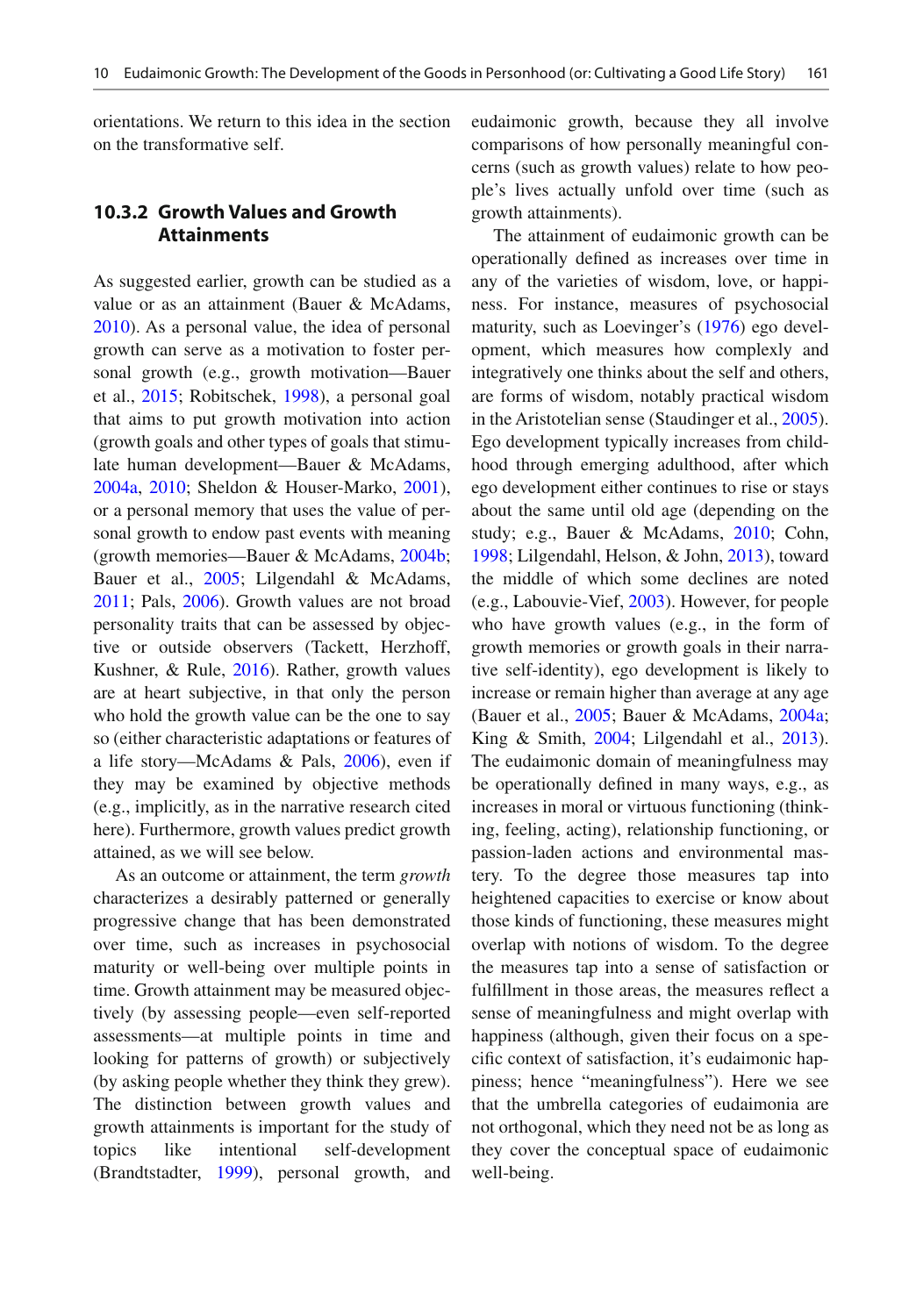orientations. We return to this idea in the section on the transformative self.

### 10.3.2 Growth Values and Growth Attainments

As suggested earlier, growth can be studied as a value or as an attainment (Bauer & McAdams, 2010). As a personal value, the idea of personal growth can serve as a motivation to foster personal growth (e.g., growth motivation—Bauer et al., 2015; Robitschek, 1998), a personal goal that aims to put growth motivation into action (growth goals and other types of goals that stimulate human development—Bauer & McAdams, 2004a, 2010; Sheldon & Houser-Marko, 2001), or a personal memory that uses the value of personal growth to endow past events with meaning (growth memories—Bauer & McAdams, 2004b; Bauer et al., 2005; Lilgendahl & McAdams, 2011; Pals, 2006). Growth values are not broad personality traits that can be assessed by objective or outside observers (Tackett, Herzhoff, Kushner, & Rule, 2016). Rather, growth values are at heart subjective, in that only the person who hold the growth value can be the one to say so (either characteristic adaptations or features of a life story—McAdams & Pals, 2006), even if they may be examined by objective methods (e.g., implicitly, as in the narrative research cited here). Furthermore, growth values predict growth attained, as we will see below.

As an outcome or attainment, the term *growth* characterizes a desirably patterned or generally progressive change that has been demonstrated over time, such as increases in psychosocial maturity or well-being over multiple points in time. Growth attainment may be measured objectively (by assessing people—even self-reported assessments—at multiple points in time and looking for patterns of growth) or subjectively (by asking people whether they think they grew). The distinction between growth values and growth attainments is important for the study of topics like intentional self-development (Brandtstadter, 1999), personal growth, and eudaimonic growth, because they all involve comparisons of how personally meaningful concerns (such as growth values) relate to how people's lives actually unfold over time (such as growth attainments).

The attainment of eudaimonic growth can be operationally defined as increases over time in any of the varieties of wisdom, love, or happiness. For instance, measures of psychosocial maturity, such as Loevinger's (1976) ego development, which measures how complexly and integratively one thinks about the self and others, are forms of wisdom, notably practical wisdom in the Aristotelian sense (Staudinger et al., 2005). Ego development typically increases from childhood through emerging adulthood, after which ego development either continues to rise or stays about the same until old age (depending on the study; e.g., Bauer & McAdams, 2010; Cohn, 1998; Lilgendahl, Helson, & John, 2013), toward the middle of which some declines are noted (e.g., Labouvie-Vief, 2003). However, for people who have growth values (e.g., in the form of growth memories or growth goals in their narrative self-identity), ego development is likely to increase or remain higher than average at any age (Bauer et al., 2005; Bauer & McAdams, 2004a; King & Smith, 2004; Lilgendahl et al., 2013). The eudaimonic domain of meaningfulness may be operationally defined in many ways, e.g., as increases in moral or virtuous functioning (thinking, feeling, acting), relationship functioning, or passion-laden actions and environmental mastery. To the degree those measures tap into heightened capacities to exercise or know about those kinds of functioning, these measures might overlap with notions of wisdom. To the degree the measures tap into a sense of satisfaction or fulfillment in those areas, the measures reflect a sense of meaningfulness and might overlap with happiness (although, given their focus on a specific context of satisfaction, it's eudaimonic happiness; hence "meaningfulness"). Here we see that the umbrella categories of eudaimonia are not orthogonal, which they need not be as long as they cover the conceptual space of eudaimonic well-being.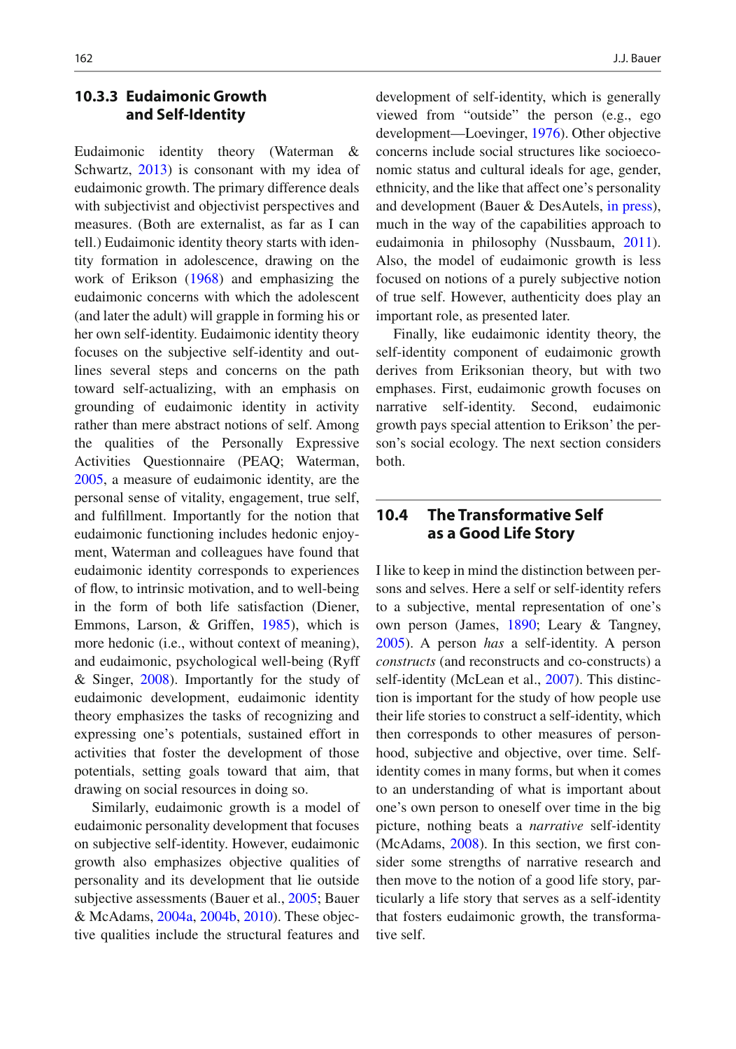### 10.3.3 Eudaimonic Growth and Self-Identity

Eudaimonic identity theory (Waterman & Schwartz, 2013) is consonant with my idea of eudaimonic growth. The primary difference deals with subjectivist and objectivist perspectives and measures. (Both are externalist, as far as I can tell.) Eudaimonic identity theory starts with identity formation in adolescence, drawing on the work of Erikson (1968) and emphasizing the eudaimonic concerns with which the adolescent (and later the adult) will grapple in forming his or her own self-identity. Eudaimonic identity theory focuses on the subjective self-identity and outlines several steps and concerns on the path toward self-actualizing, with an emphasis on grounding of eudaimonic identity in activity rather than mere abstract notions of self. Among the qualities of the Personally Expressive Activities Questionnaire (PEAQ; Waterman, 2005, a measure of eudaimonic identity, are the personal sense of vitality, engagement, true self, and fulfillment. Importantly for the notion that eudaimonic functioning includes hedonic enjoyment, Waterman and colleagues have found that eudaimonic identity corresponds to experiences of flow, to intrinsic motivation, and to well-being in the form of both life satisfaction (Diener, Emmons, Larson, & Griffen, 1985), which is more hedonic (i.e., without context of meaning), and eudaimonic, psychological well-being (Ryff & Singer, 2008). Importantly for the study of eudaimonic development, eudaimonic identity theory emphasizes the tasks of recognizing and expressing one's potentials, sustained effort in activities that foster the development of those potentials, setting goals toward that aim, that drawing on social resources in doing so.

Similarly, eudaimonic growth is a model of eudaimonic personality development that focuses on subjective self-identity. However, eudaimonic growth also emphasizes objective qualities of personality and its development that lie outside subjective assessments (Bauer et al., 2005; Bauer & McAdams, 2004a, 2004b, 2010). These objective qualities include the structural features and development of self-identity, which is generally viewed from "outside" the person (e.g., ego development—Loevinger, 1976). Other objective concerns include social structures like socioeconomic status and cultural ideals for age, gender, ethnicity, and the like that affect one's personality and development (Bauer & DesAutels, in press), much in the way of the capabilities approach to eudaimonia in philosophy (Nussbaum, 2011). Also, the model of eudaimonic growth is less focused on notions of a purely subjective notion of true self. However, authenticity does play an important role, as presented later.

Finally, like eudaimonic identity theory, the self-identity component of eudaimonic growth derives from Eriksonian theory, but with two emphases. First, eudaimonic growth focuses on narrative self-identity. Second, eudaimonic growth pays special attention to Erikson' the person's social ecology. The next section considers both.

## 10.4 The Transformative Self as a Good Life Story

I like to keep in mind the distinction between persons and selves. Here a self or self-identity refers to a subjective, mental representation of one's own person (James, 1890; Leary & Tangney, 2005). A person *has* a self-identity. A person *constructs* (and reconstructs and co-constructs) a self-identity (McLean et al., 2007). This distinction is important for the study of how people use their life stories to construct a self-identity, which then corresponds to other measures of personhood, subjective and objective, over time. Self-identity comes in many forms, but when it comes to an understanding of what is important about one's own person to oneself over time in the big picture, nothing beats a *narrative* self-identity (McAdams, 2008). In this section, we first consider some strengths of narrative research and then move to the notion of a good life story, particularly a life story that serves as a self-identity that fosters eudaimonic growth, the transformative self.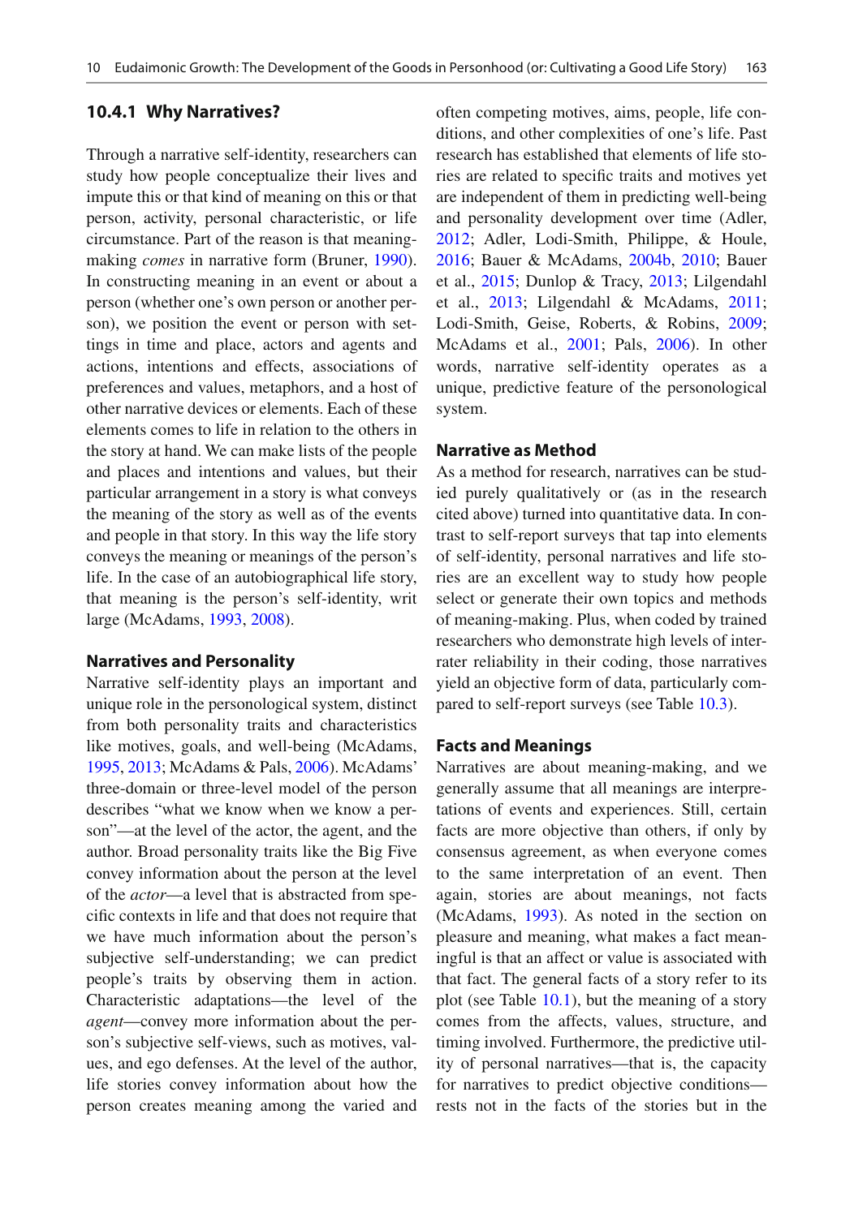### 10.4.1 Why Narratives?

Through a narrative self-identity, researchers can study how people conceptualize their lives and impute this or that kind of meaning on this or that person, activity, personal characteristic, or life circumstance. Part of the reason is that meaning-making *comes* in narrative form (Bruner, 1990). In constructing meaning in an event or about a person (whether one's own person or another person), we position the event or person with settings in time and place, actors and agents and actions, intentions and effects, associations of preferences and values, metaphors, and a host of other narrative devices or elements. Each of these elements comes to life in relation to the others in the story at hand. We can make lists of the people and places and intentions and values, but their particular arrangement in a story is what conveys the meaning of the story as well as of the events and people in that story. In this way the life story conveys the meaning or meanings of the person's life. In the case of an autobiographical life story, that meaning is the person's self-identity, writ large (McAdams, 1993, 2008).

#### Narratives and Personality

Narrative self-identity plays an important and unique role in the personological system, distinct from both personality traits and characteristics like motives, goals, and well-being (McAdams, 1995, 2013; McAdams & Pals, 2006). McAdams' three-domain or three-level model of the person describes "what we know when we know a person"—at the level of the actor, the agent, and the author. Broad personality traits like the Big Five convey information about the person at the level of the *actor*—a level that is abstracted from specific contexts in life and that does not require that we have much information about the person's subjective self-understanding; we can predict people's traits by observing them in action. Characteristic adaptations—the level of the *agent*—convey more information about the person's subjective self-views, such as motives, values, and ego defenses. At the level of the author, life stories convey information about how the person creates meaning among the varied and often competing motives, aims, people, life conditions, and other complexities of one's life. Past research has established that elements of life stories are related to specific traits and motives yet are independent of them in predicting well-being and personality development over time (Adler, 2012; Adler, Lodi-Smith, Philippe, & Houle, 2016; Bauer & McAdams, 2004b, 2010; Bauer et al., 2015; Dunlop & Tracy, 2013; Lilgendahl et al., 2013; Lilgendahl & McAdams, 2011; Lodi-Smith, Geise, Roberts, & Robins, 2009; McAdams et al., 2001; Pals, 2006). In other words, narrative self-identity operates as a unique, predictive feature of the personological system.

#### Narrative as Method

As a method for research, narratives can be studied purely qualitatively or (as in the research cited above) turned into quantitative data. In contrast to self-report surveys that tap into elements of self-identity, personal narratives and life stories are an excellent way to study how people select or generate their own topics and methods of meaning-making. Plus, when coded by trained researchers who demonstrate high levels of inter-rater reliability in their coding, those narratives yield an objective form of data, particularly compared to self-report surveys (see Table 10.3).

#### Facts and Meanings

Narratives are about meaning-making, and we generally assume that all meanings are interpretations of events and experiences. Still, certain facts are more objective than others, if only by consensus agreement, as when everyone comes to the same interpretation of an event. Then again, stories are about meanings, not facts (McAdams, 1993). As noted in the section on pleasure and meaning, what makes a fact meaningful is that an affect or value is associated with that fact. The general facts of a story refer to its plot (see Table 10.1), but the meaning of a story comes from the affects, values, structure, and timing involved. Furthermore, the predictive utility of personal narratives—that is, the capacity for narratives to predict objective conditions—rests not in the facts of the stories but in the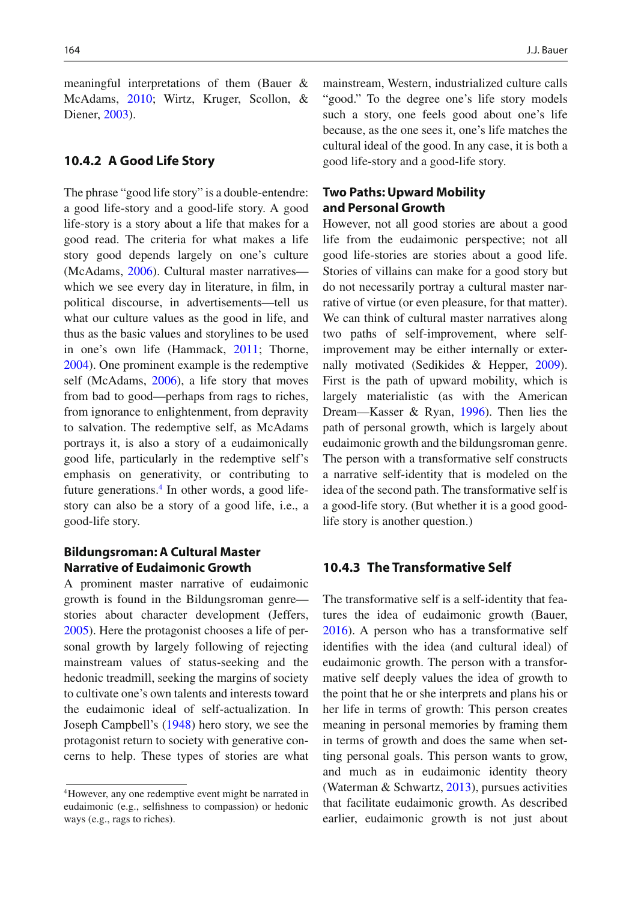meaningful interpretations of them (Bauer & McAdams, 2010; Wirtz, Kruger, Scollon, & Diener, 2003).

### 10.4.2 A Good Life Story

The phrase "good life story" is a double-entendre: a good life-story and a good-life story. A good life-story is a story about a life that makes for a good read. The criteria for what makes a life story good depends largely on one's culture (McAdams, 2006). Cultural master narratives—which we see every day in literature, in film, in political discourse, in advertisements—tell us what our culture values as the good in life, and thus as the basic values and storylines to be used in one's own life (Hammack, 2011; Thorne, 2004). One prominent example is the redemptive self (McAdams, 2006), a life story that moves from bad to good—perhaps from rags to riches, from ignorance to enlightenment, from depravity to salvation. The redemptive self, as McAdams portrays it, is also a story of a eudaimonically good life, particularly in the redemptive self's emphasis on generativity, or contributing to future generations.[4] In other words, a good life-story can also be a story of a good life, i.e., a good-life story.

#### Bildungsroman: A Cultural Master Narrative of Eudaimonic Growth

A prominent master narrative of eudaimonic growth is found in the Bildungsroman genre—stories about character development (Jeffers, 2005). Here the protagonist chooses a life of personal growth by largely following of rejecting mainstream values of status-seeking and the hedonic treadmill, seeking the margins of society to cultivate one's own talents and interests toward the eudaimonic ideal of self-actualization. In Joseph Campbell's (1948) hero story, we see the protagonist return to society with generative concerns to help. These types of stories are what mainstream, Western, industrialized culture calls "good." To the degree one's life story models such a story, one feels good about one's life because, as the one sees it, one's life matches the cultural ideal of the good. In any case, it is both a good life-story and a good-life story.

#### Two Paths: Upward Mobility and Personal Growth

However, not all good stories are about a good life from the eudaimonic perspective; not all good life-stories are stories about a good life. Stories of villains can make for a good story but do not necessarily portray a cultural master narrative of virtue (or even pleasure, for that matter). We can think of cultural master narratives along two paths of self-improvement, where self-improvement may be either internally or externally motivated (Sedikides & Hepper, 2009). First is the path of upward mobility, which is largely materialistic (as with the American Dream—Kasser & Ryan, 1996). Then lies the path of personal growth, which is largely about eudaimonic growth and the bildungsroman genre. The person with a transformative self constructs a narrative self-identity that is modeled on the idea of the second path. The transformative self is a good-life story. (But whether it is a good good-life story is another question.)

### 10.4.3 The Transformative Self

The transformative self is a self-identity that features the idea of eudaimonic growth (Bauer, 2016). A person who has a transformative self identifies with the idea (and cultural ideal) of eudaimonic growth. The person with a transformative self deeply values the idea of growth to the point that he or she interprets and plans his or her life in terms of growth: This person creates meaning in personal memories by framing them in terms of growth and does the same when setting personal goals. This person wants to grow, and much as in eudaimonic identity theory (Waterman & Schwartz, 2013), pursues activities that facilitate eudaimonic growth. As described earlier, eudaimonic growth is not just about

[4] However, any one redemptive event might be narrated in eudaimonic (e.g., selfishness to compassion) or hedonic ways (e.g., rags to riches).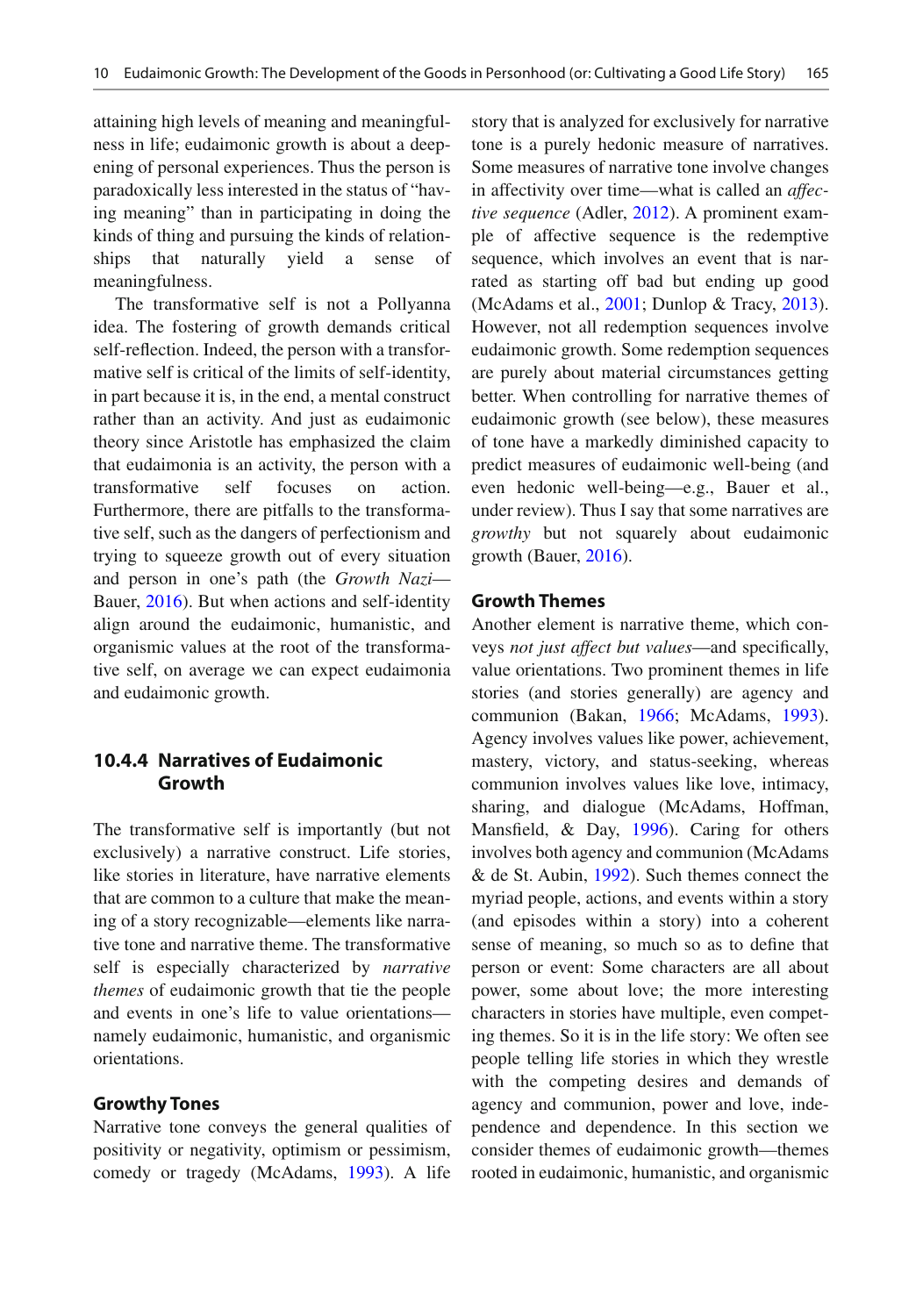attaining high levels of meaning and meaningfulness in life; eudaimonic growth is about a deepening of personal experiences. Thus the person is paradoxically less interested in the status of "having meaning" than in participating in doing the kinds of thing and pursuing the kinds of relationships that naturally yield a sense of meaningfulness.

The transformative self is not a Pollyanna idea. The fostering of growth demands critical self-reflection. Indeed, the person with a transformative self is critical of the limits of self-identity, in part because it is, in the end, a mental construct rather than an activity. And just as eudaimonic theory since Aristotle has emphasized the claim that eudaimonia is an activity, the person with a transformative self focuses on action. Furthermore, there are pitfalls to the transformative self, such as the dangers of perfectionism and trying to squeeze growth out of every situation and person in one's path (the *Growth Nazi*—Bauer, 2016). But when actions and self-identity align around the eudaimonic, humanistic, and organismic values at the root of the transformative self, on average we can expect eudaimonia and eudaimonic growth.

### 10.4.4 Narratives of Eudaimonic Growth

The transformative self is importantly (but not exclusively) a narrative construct. Life stories, like stories in literature, have narrative elements that are common to a culture that make the meaning of a story recognizable—elements like narrative tone and narrative theme. The transformative self is especially characterized by *narrative themes* of eudaimonic growth that tie the people and events in one's life to value orientations—namely eudaimonic, humanistic, and organismic orientations.

#### Growthy Tones

Narrative tone conveys the general qualities of positivity or negativity, optimism or pessimism, comedy or tragedy (McAdams, 1993). A life story that is analyzed for exclusively for narrative tone is a purely hedonic measure of narratives. Some measures of narrative tone involve changes in affectivity over time—what is called an *affective sequence* (Adler, 2012). A prominent example of affective sequence is the redemptive sequence, which involves an event that is narrated as starting off bad but ending up good (McAdams et al., 2001; Dunlop & Tracy, 2013). However, not all redemption sequences involve eudaimonic growth. Some redemption sequences are purely about material circumstances getting better. When controlling for narrative themes of eudaimonic growth (see below), these measures of tone have a markedly diminished capacity to predict measures of eudaimonic well-being (and even hedonic well-being—e.g., Bauer et al., under review). Thus I say that some narratives are *growthy* but not squarely about eudaimonic growth (Bauer, 2016).

#### Growth Themes

Another element is narrative theme, which conveys *not just affect but values*—and specifically, value orientations. Two prominent themes in life stories (and stories generally) are agency and communion (Bakan, 1966; McAdams, 1993). Agency involves values like power, achievement, mastery, victory, and status-seeking, whereas communion involves values like love, intimacy, sharing, and dialogue (McAdams, Hoffman, Mansfield, & Day, 1996). Caring for others involves both agency and communion (McAdams & de St. Aubin, 1992). Such themes connect the myriad people, actions, and events within a story (and episodes within a story) into a coherent sense of meaning, so much so as to define that person or event: Some characters are all about power, some about love; the more interesting characters in stories have multiple, even competing themes. So it is in the life story: We often see people telling life stories in which they wrestle with the competing desires and demands of agency and communion, power and love, independence and dependence. In this section we consider themes of eudaimonic growth—themes rooted in eudaimonic, humanistic, and organismic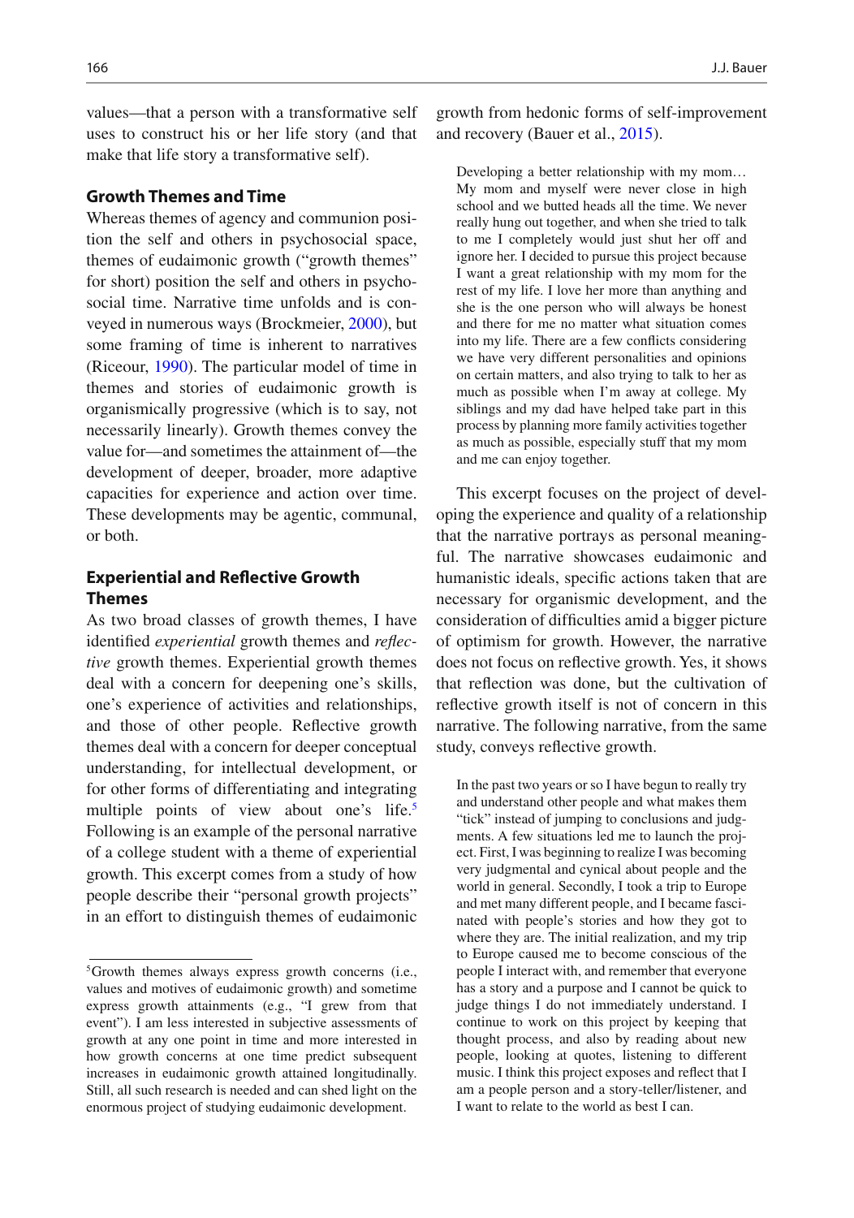values—that a person with a transformative self uses to construct his or her life story (and that make that life story a transformative self).

### Growth Themes and Time

Whereas themes of agency and communion position the self and others in psychosocial space, themes of eudaimonic growth ("growth themes" for short) position the self and others in psychosocial time. Narrative time unfolds and is conveyed in numerous ways (Brockmeier, 2000), but some framing of time is inherent to narratives (Riceour, 1990). The particular model of time in themes and stories of eudaimonic growth is organismically progressive (which is to say, not necessarily linearly). Growth themes convey the value for—and sometimes the attainment of—the development of deeper, broader, more adaptive capacities for experience and action over time. These developments may be agentic, communal, or both.

### Experiential and Reflective Growth Themes

As two broad classes of growth themes, I have identified *experiential* growth themes and *reflective* growth themes. Experiential growth themes deal with a concern for deepening one's skills, one's experience of activities and relationships, and those of other people. Reflective growth themes deal with a concern for deeper conceptual understanding, for intellectual development, or for other forms of differentiating and integrating multiple points of view about one's life.[5] Following is an example of the personal narrative of a college student with a theme of experiential growth. This excerpt comes from a study of how people describe their "personal growth projects" in an effort to distinguish themes of eudaimonic growth from hedonic forms of self-improvement and recovery (Bauer et al., 2015).

> Developing a better relationship with my mom… My mom and myself were never close in high school and we butted heads all the time. We never really hung out together, and when she tried to talk to me I completely would just shut her off and ignore her. I decided to pursue this project because I want a great relationship with my mom for the rest of my life. I love her more than anything and she is the one person who will always be honest and there for me no matter what situation comes into my life. There are a few conflicts considering we have very different personalities and opinions on certain matters, and also trying to talk to her as much as possible when I'm away at college. My siblings and my dad have helped take part in this process by planning more family activities together as much as possible, especially stuff that my mom and me can enjoy together.

This excerpt focuses on the project of developing the experience and quality of a relationship that the narrative portrays as personal meaningful. The narrative showcases eudaimonic and humanistic ideals, specific actions taken that are necessary for organismic development, and the consideration of difficulties amid a bigger picture of optimism for growth. However, the narrative does not focus on reflective growth. Yes, it shows that reflection was done, but the cultivation of reflective growth itself is not of concern in this narrative. The following narrative, from the same study, conveys reflective growth.

> In the past two years or so I have begun to really try and understand other people and what makes them "tick" instead of jumping to conclusions and judgments. A few situations led me to launch the project. First, I was beginning to realize I was becoming very judgmental and cynical about people and the world in general. Secondly, I took a trip to Europe and met many different people, and I became fascinated with people's stories and how they got to where they are. The initial realization, and my trip to Europe caused me to become conscious of the people I interact with, and remember that everyone has a story and a purpose and I cannot be quick to judge things I do not immediately understand. I continue to work on this project by keeping that thought process, and also by reading about new people, looking at quotes, listening to different music. I think this project exposes and reflect that I am a people person and a story-teller/listener, and I want to relate to the world as best I can.

[5] Growth themes always express growth concerns (i.e., values and motives of eudaimonic growth) and sometime express growth attainments (e.g., "I grew from that event"). I am less interested in subjective assessments of growth at any one point in time and more interested in how growth concerns at one time predict subsequent increases in eudaimonic growth attained longitudinally. Still, all such research is needed and can shed light on the enormous project of studying eudaimonic development.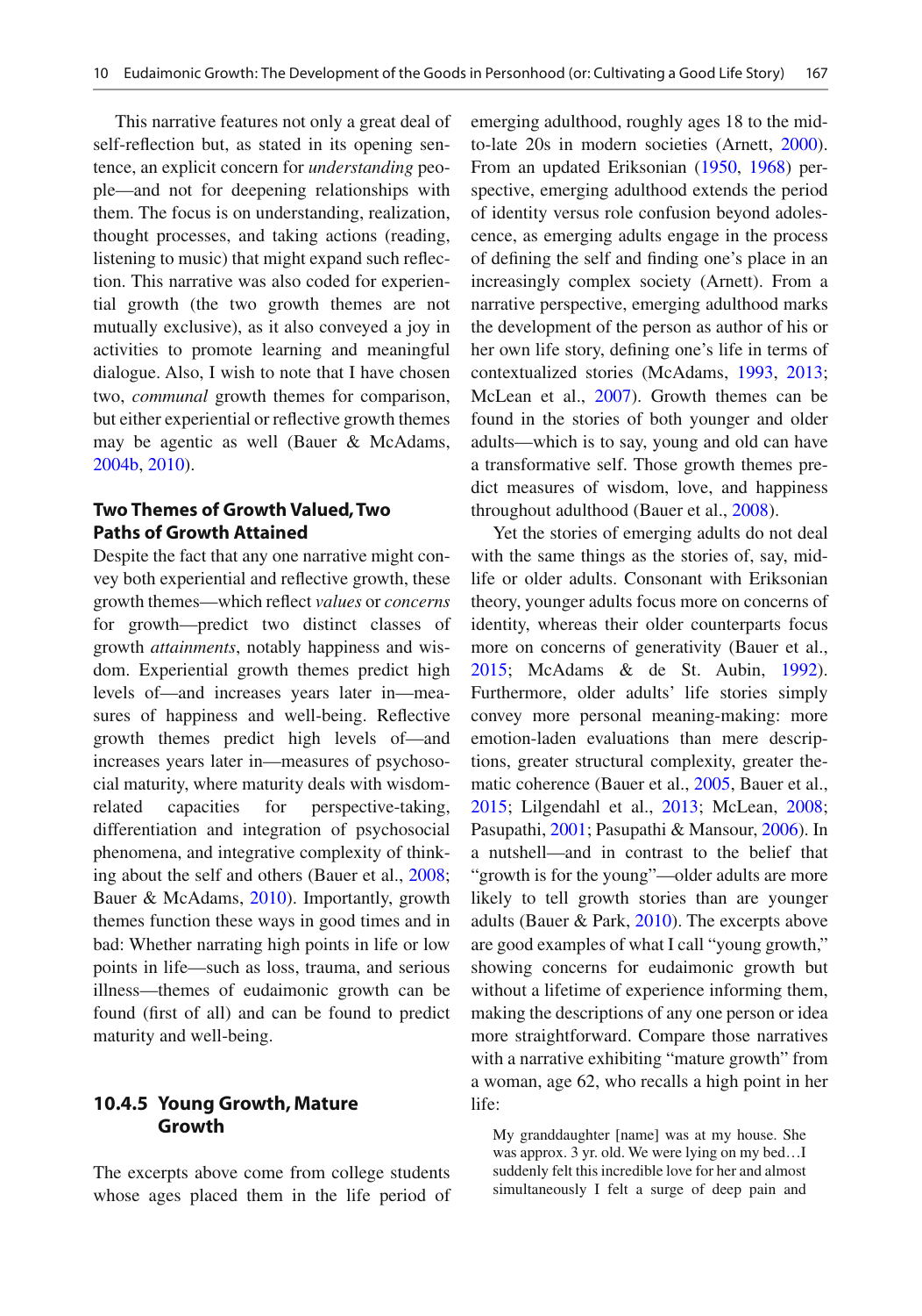This narrative features not only a great deal of self-reflection but, as stated in its opening sentence, an explicit concern for *understanding* people—and not for deepening relationships with them. The focus is on understanding, realization, thought processes, and taking actions (reading, listening to music) that might expand such reflection. This narrative was also coded for experiential growth (the two growth themes are not mutually exclusive), as it also conveyed a joy in activities to promote learning and meaningful dialogue. Also, I wish to note that I have chosen two, *communal* growth themes for comparison, but either experiential or reflective growth themes may be agentic as well (Bauer & McAdams, 2004b, 2010).

### Two Themes of Growth Valued, Two Paths of Growth Attained

Despite the fact that any one narrative might convey both experiential and reflective growth, these growth themes—which reflect *values* or *concerns* for growth—predict two distinct classes of growth *attainments*, notably happiness and wisdom. Experiential growth themes predict high levels of—and increases years later in—measures of happiness and well-being. Reflective growth themes predict high levels of—and increases years later in—measures of psychosocial maturity, where maturity deals with wisdom-related capacities for perspective-taking, differentiation and integration of psychosocial phenomena, and integrative complexity of thinking about the self and others (Bauer et al., 2008; Bauer & McAdams, 2010). Importantly, growth themes function these ways in good times and in bad: Whether narrating high points in life or low points in life—such as loss, trauma, and serious illness—themes of eudaimonic growth can be found (first of all) and can be found to predict maturity and well-being.

## 10.4.5 Young Growth, Mature Growth

The excerpts above come from college students whose ages placed them in the life period of emerging adulthood, roughly ages 18 to the mid-to-late 20s in modern societies (Arnett, 2000). From an updated Eriksonian (1950, 1968) perspective, emerging adulthood extends the period of identity versus role confusion beyond adolescence, as emerging adults engage in the process of defining the self and finding one's place in an increasingly complex society (Arnett). From a narrative perspective, emerging adulthood marks the development of the person as author of his or her own life story, defining one's life in terms of contextualized stories (McAdams, 1993, 2013; McLean et al., 2007). Growth themes can be found in the stories of both younger and older adults—which is to say, young and old can have a transformative self. Those growth themes predict measures of wisdom, love, and happiness throughout adulthood (Bauer et al., 2008).

Yet the stories of emerging adults do not deal with the same things as the stories of, say, midlife or older adults. Consonant with Eriksonian theory, younger adults focus more on concerns of identity, whereas their older counterparts focus more on concerns of generativity (Bauer et al., 2015; McAdams & de St. Aubin, 1992). Furthermore, older adults' life stories simply convey more personal meaning-making: more emotion-laden evaluations than mere descriptions, greater structural complexity, greater thematic coherence (Bauer et al., 2005, Bauer et al., 2015; Lilgendahl et al., 2013; McLean, 2008; Pasupathi, 2001; Pasupathi & Mansour, 2006). In a nutshell—and in contrast to the belief that "growth is for the young"—older adults are more likely to tell growth stories than are younger adults (Bauer & Park, 2010). The excerpts above are good examples of what I call "young growth," showing concerns for eudaimonic growth but without a lifetime of experience informing them, making the descriptions of any one person or idea more straightforward. Compare those narratives with a narrative exhibiting "mature growth" from a woman, age 62, who recalls a high point in her life:

> My granddaughter [name] was at my house. She was approx. 3 yr. old. We were lying on my bed…I suddenly felt this incredible love for her and almost simultaneously I felt a surge of deep pain and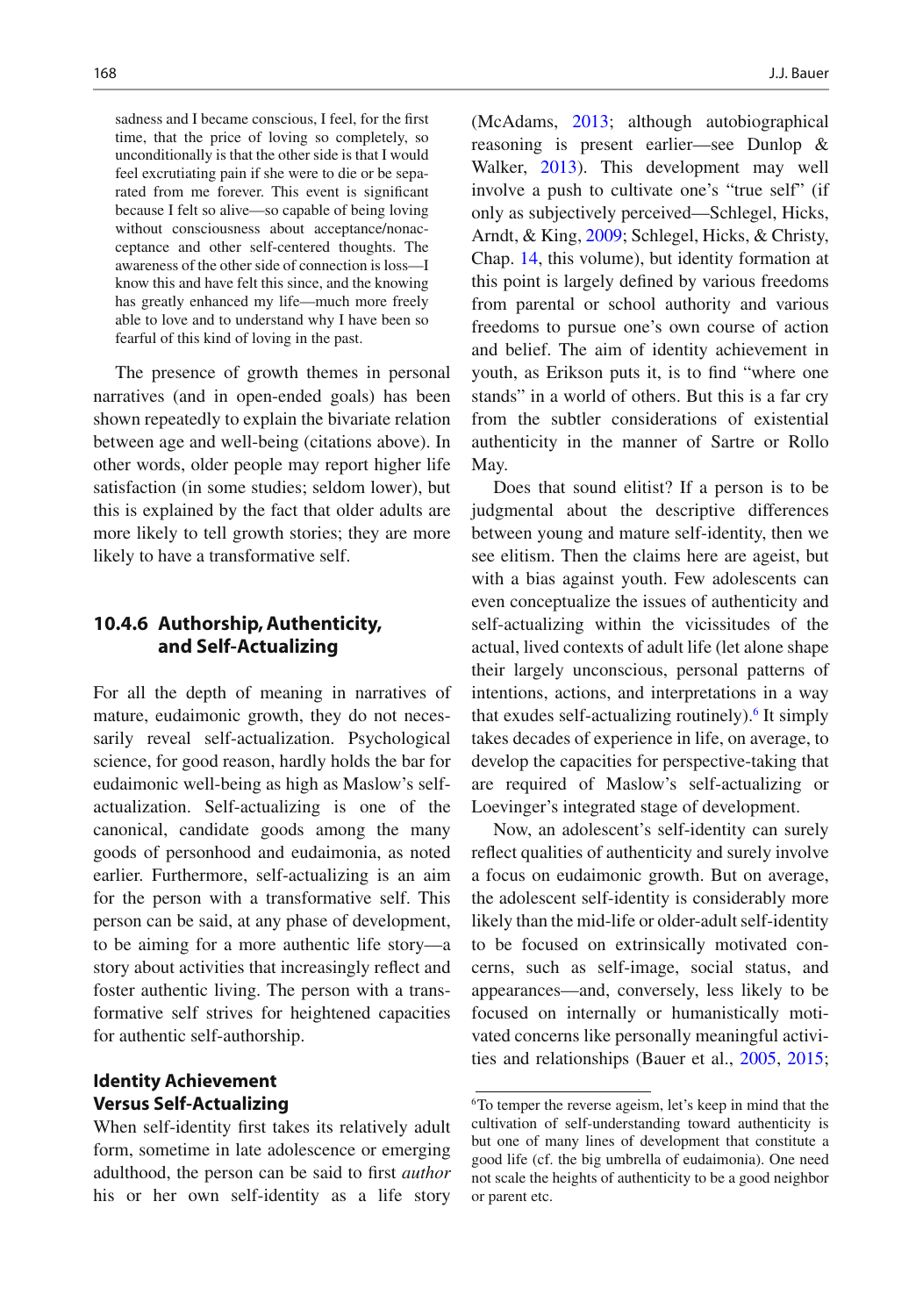> sadness and I became conscious, I feel, for the first time, that the price of loving so completely, so unconditionally is that the other side is that I would feel excrutiating pain if she were to die or be separated from me forever. This event is significant because I felt so alive—so capable of being loving without consciousness about acceptance/nonacceptance and other self-centered thoughts. The awareness of the other side of connection is loss—I know this and have felt this since, and the knowing has greatly enhanced my life—much more freely able to love and to understand why I have been so fearful of this kind of loving in the past.

The presence of growth themes in personal narratives (and in open-ended goals) has been shown repeatedly to explain the bivariate relation between age and well-being (citations above). In other words, older people may report higher life satisfaction (in some studies; seldom lower), but this is explained by the fact that older adults are more likely to tell growth stories; they are more likely to have a transformative self.

### 10.4.6 Authorship, Authenticity, and Self-Actualizing

For all the depth of meaning in narratives of mature, eudaimonic growth, they do not necessarily reveal self-actualization. Psychological science, for good reason, hardly holds the bar for eudaimonic well-being as high as Maslow's self-actualization. Self-actualizing is one of the canonical, candidate goods among the many goods of personhood and eudaimonia, as noted earlier. Furthermore, self-actualizing is an aim for the person with a transformative self. This person can be said, at any phase of development, to be aiming for a more authentic life story—a story about activities that increasingly reflect and foster authentic living. The person with a transformative self strives for heightened capacities for authentic self-authorship.

#### Identity Achievement Versus Self-Actualizing

When self-identity first takes its relatively adult form, sometime in late adolescence or emerging adulthood, the person can be said to first *author* his or her own self-identity as a life story (McAdams, 2013; although autobiographical reasoning is present earlier—see Dunlop & Walker, 2013). This development may well involve a push to cultivate one's "true self" (if only as subjectively perceived—Schlegel, Hicks, Arndt, & King, 2009; Schlegel, Hicks, & Christy, Chap. 14, this volume), but identity formation at this point is largely defined by various freedoms from parental or school authority and various freedoms to pursue one's own course of action and belief. The aim of identity achievement in youth, as Erikson puts it, is to find "where one stands" in a world of others. But this is a far cry from the subtler considerations of existential authenticity in the manner of Sartre or Rollo May.

Does that sound elitist? If a person is to be judgmental about the descriptive differences between young and mature self-identity, then we see elitism. Then the claims here are ageist, but with a bias against youth. Few adolescents can even conceptualize the issues of authenticity and self-actualizing within the vicissitudes of the actual, lived contexts of adult life (let alone shape their largely unconscious, personal patterns of intentions, actions, and interpretations in a way that exudes self-actualizing routinely).[6] It simply takes decades of experience in life, on average, to develop the capacities for perspective-taking that are required of Maslow's self-actualizing or Loevinger's integrated stage of development.

Now, an adolescent's self-identity can surely reflect qualities of authenticity and surely involve a focus on eudaimonic growth. But on average, the adolescent self-identity is considerably more likely than the mid-life or older-adult self-identity to be focused on extrinsically motivated concerns, such as self-image, social status, and appearances—and, conversely, less likely to be focused on internally or humanistically motivated concerns like personally meaningful activities and relationships (Bauer et al., 2005, 2015;

---

[6]To temper the reverse ageism, let's keep in mind that the cultivation of self-understanding toward authenticity is but one of many lines of development that constitute a good life (cf. the big umbrella of eudaimonia). One need not scale the heights of authenticity to be a good neighbor or parent etc.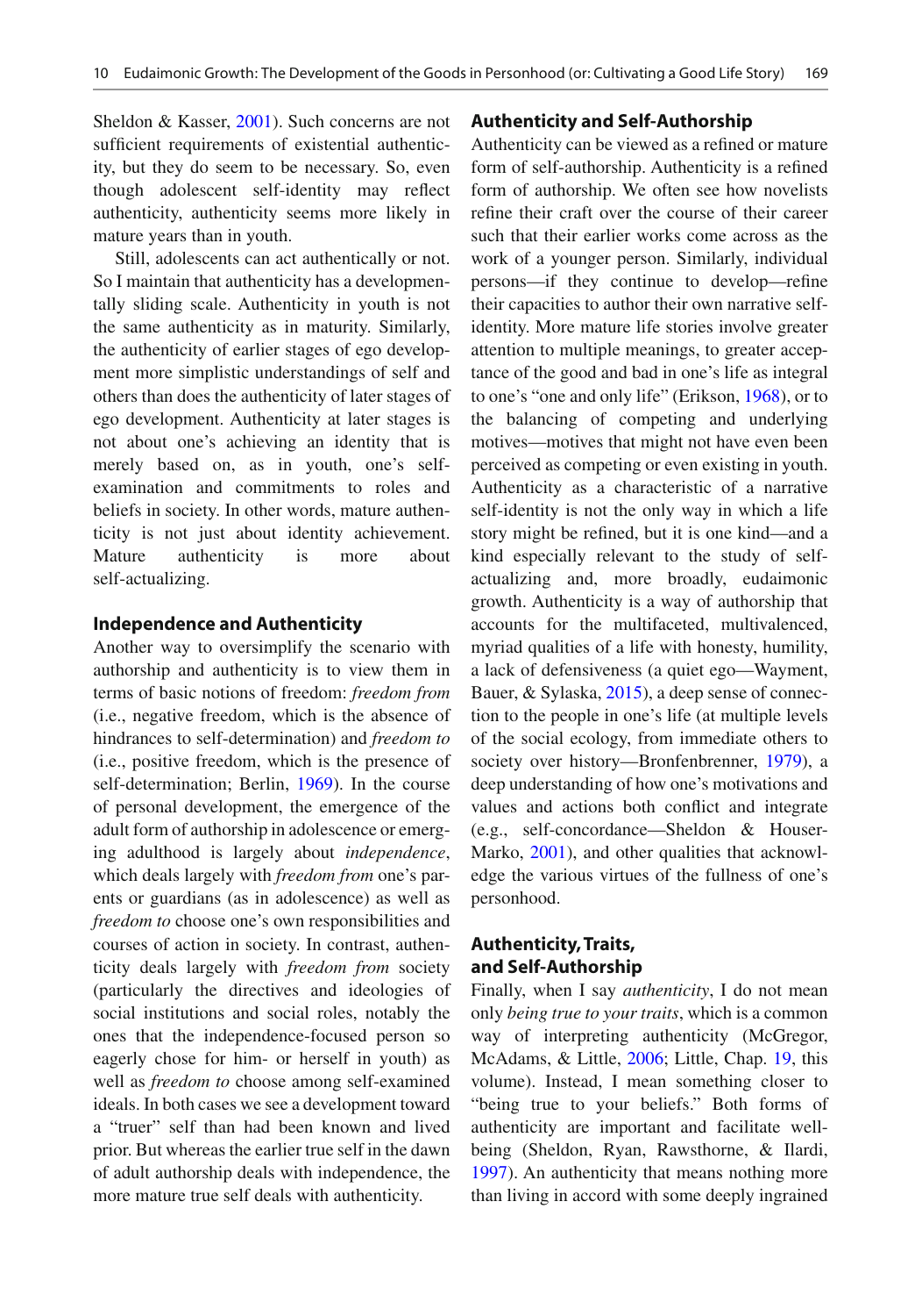Sheldon & Kasser, 2001). Such concerns are not sufficient requirements of existential authenticity, but they do seem to be necessary. So, even though adolescent self-identity may reflect authenticity, authenticity seems more likely in mature years than in youth.

Still, adolescents can act authentically or not. So I maintain that authenticity has a developmentally sliding scale. Authenticity in youth is not the same authenticity as in maturity. Similarly, the authenticity of earlier stages of ego development more simplistic understandings of self and others than does the authenticity of later stages of ego development. Authenticity at later stages is not about one's achieving an identity that is merely based on, as in youth, one's self-examination and commitments to roles and beliefs in society. In other words, mature authenticity is not just about identity achievement. Mature authenticity is more about self-actualizing.

### Independence and Authenticity

Another way to oversimplify the scenario with authorship and authenticity is to view them in terms of basic notions of freedom: *freedom from* (i.e., negative freedom, which is the absence of hindrances to self-determination) and *freedom to* (i.e., positive freedom, which is the presence of self-determination; Berlin, 1969). In the course of personal development, the emergence of the adult form of authorship in adolescence or emerging adulthood is largely about *independence*, which deals largely with *freedom from* one's parents or guardians (as in adolescence) as well as *freedom to* choose one's own responsibilities and courses of action in society. In contrast, authenticity deals largely with *freedom from* society (particularly the directives and ideologies of social institutions and social roles, notably the ones that the independence-focused person so eagerly chose for him- or herself in youth) as well as *freedom to* choose among self-examined ideals. In both cases we see a development toward a "truer" self than had been known and lived prior. But whereas the earlier true self in the dawn of adult authorship deals with independence, the more mature true self deals with authenticity.

### Authenticity and Self-Authorship

Authenticity can be viewed as a refined or mature form of self-authorship. Authenticity is a refined form of authorship. We often see how novelists refine their craft over the course of their career such that their earlier works come across as the work of a younger person. Similarly, individual persons—if they continue to develop—refine their capacities to author their own narrative self-identity. More mature life stories involve greater attention to multiple meanings, to greater acceptance of the good and bad in one's life as integral to one's "one and only life" (Erikson, 1968), or to the balancing of competing and underlying motives—motives that might not have even been perceived as competing or even existing in youth. Authenticity as a characteristic of a narrative self-identity is not the only way in which a life story might be refined, but it is one kind—and a kind especially relevant to the study of self-actualizing and, more broadly, eudaimonic growth. Authenticity is a way of authorship that accounts for the multifaceted, multivalenced, myriad qualities of a life with honesty, humility, a lack of defensiveness (a quiet ego—Wayment, Bauer, & Sylaska, 2015), a deep sense of connection to the people in one's life (at multiple levels of the social ecology, from immediate others to society over history—Bronfenbrenner, 1979), a deep understanding of how one's motivations and values and actions both conflict and integrate (e.g., self-concordance—Sheldon & Houser-Marko, 2001), and other qualities that acknowledge the various virtues of the fullness of one's personhood.

### Authenticity, Traits, and Self-Authorship

Finally, when I say *authenticity*, I do not mean only *being true to your traits*, which is a common way of interpreting authenticity (McGregor, McAdams, & Little, 2006; Little, Chap. 19, this volume). Instead, I mean something closer to "being true to your beliefs." Both forms of authenticity are important and facilitate well-being (Sheldon, Ryan, Rawsthorne, & Ilardi, 1997). An authenticity that means nothing more than living in accord with some deeply ingrained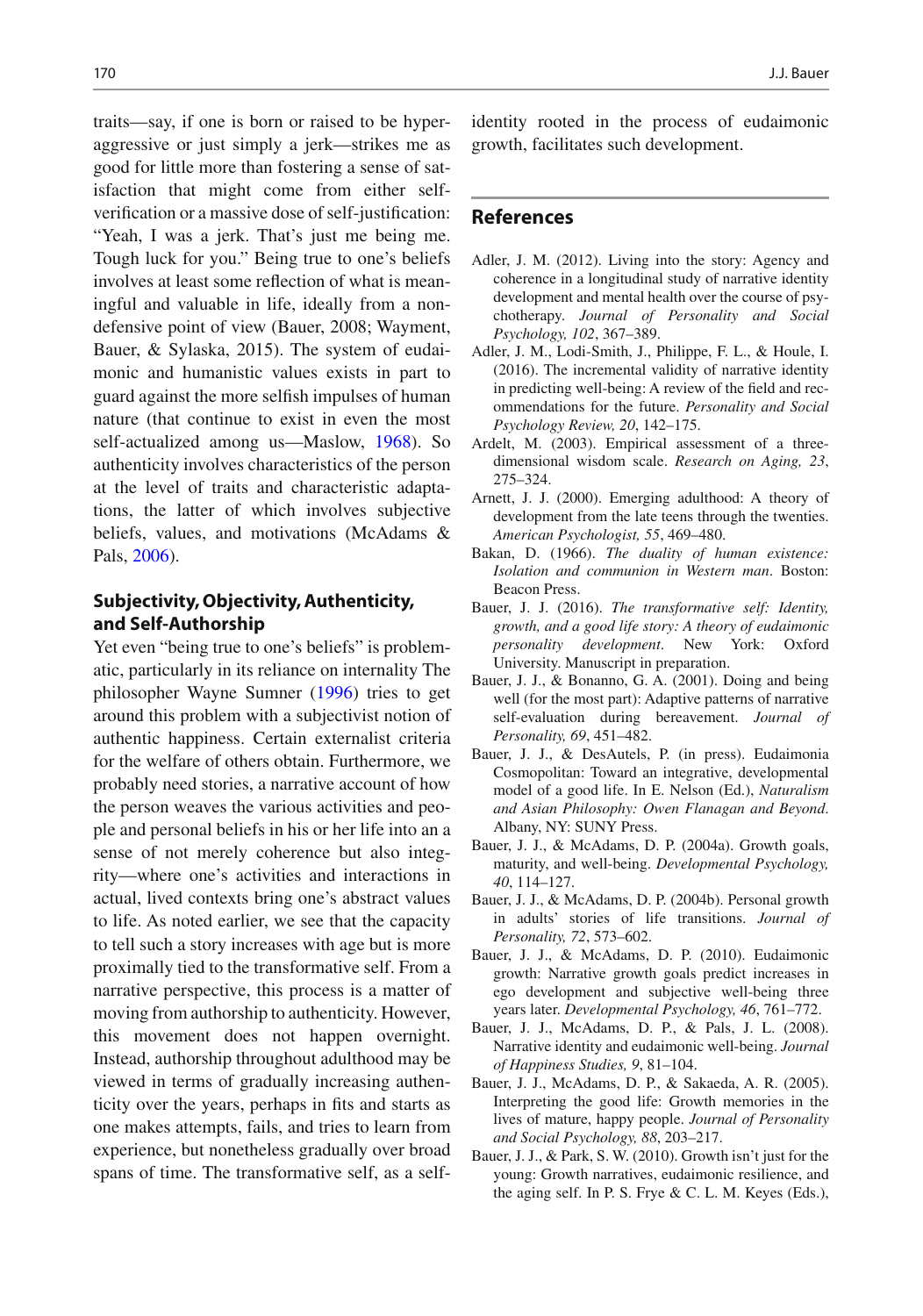traits—say, if one is born or raised to be hyper-aggressive or just simply a jerk—strikes me as good for little more than fostering a sense of satisfaction that might come from either self-verification or a massive dose of self-justification: "Yeah, I was a jerk. That's just me being me. Tough luck for you." Being true to one's beliefs involves at least some reflection of what is meaningful and valuable in life, ideally from a non-defensive point of view (Bauer, 2008; Wayment, Bauer, & Sylaska, 2015). The system of eudaimonic and humanistic values exists in part to guard against the more selfish impulses of human nature (that continue to exist in even the most self-actualized among us—Maslow, 1968). So authenticity involves characteristics of the person at the level of traits and characteristic adaptations, the latter of which involves subjective beliefs, values, and motivations (McAdams & Pals, 2006).

## Subjectivity, Objectivity, Authenticity, and Self-Authorship

Yet even "being true to one's beliefs" is problematic, particularly in its reliance on internality The philosopher Wayne Sumner (1996) tries to get around this problem with a subjectivist notion of authentic happiness. Certain externalist criteria for the welfare of others obtain. Furthermore, we probably need stories, a narrative account of how the person weaves the various activities and people and personal beliefs in his or her life into an a sense of not merely coherence but also integrity—where one's activities and interactions in actual, lived contexts bring one's abstract values to life. As noted earlier, we see that the capacity to tell such a story increases with age but is more proximally tied to the transformative self. From a narrative perspective, this process is a matter of moving from authorship to authenticity. However, this movement does not happen overnight. Instead, authorship throughout adulthood may be viewed in terms of gradually increasing authenticity over the years, perhaps in fits and starts as one makes attempts, fails, and tries to learn from experience, but nonetheless gradually over broad spans of time. The transformative self, as a self-identity rooted in the process of eudaimonic growth, facilitates such development.

## References

Adler, J. M. (2012). Living into the story: Agency and coherence in a longitudinal study of narrative identity development and mental health over the course of psychotherapy. *Journal of Personality and Social Psychology, 102*, 367–389.

Adler, J. M., Lodi-Smith, J., Philippe, F. L., & Houle, I. (2016). The incremental validity of narrative identity in predicting well-being: A review of the field and recommendations for the future. *Personality and Social Psychology Review, 20*, 142–175.

Ardelt, M. (2003). Empirical assessment of a three-dimensional wisdom scale. *Research on Aging, 23*, 275–324.

Arnett, J. J. (2000). Emerging adulthood: A theory of development from the late teens through the twenties. *American Psychologist, 55*, 469–480.

Bakan, D. (1966). *The duality of human existence: Isolation and communion in Western man*. Boston: Beacon Press.

Bauer, J. J. (2016). *The transformative self: Identity, growth, and a good life story: A theory of eudaimonic personality development*. New York: Oxford University. Manuscript in preparation.

Bauer, J. J., & Bonanno, G. A. (2001). Doing and being well (for the most part): Adaptive patterns of narrative self-evaluation during bereavement. *Journal of Personality, 69*, 451–482.

Bauer, J. J., & DesAutels, P. (in press). Eudaimonia Cosmopolitan: Toward an integrative, developmental model of a good life. In E. Nelson (Ed.), *Naturalism and Asian Philosophy: Owen Flanagan and Beyond*. Albany, NY: SUNY Press.

Bauer, J. J., & McAdams, D. P. (2004a). Growth goals, maturity, and well-being. *Developmental Psychology, 40*, 114–127.

Bauer, J. J., & McAdams, D. P. (2004b). Personal growth in adults' stories of life transitions. *Journal of Personality, 72*, 573–602.

Bauer, J. J., & McAdams, D. P. (2010). Eudaimonic growth: Narrative growth goals predict increases in ego development and subjective well-being three years later. *Developmental Psychology, 46*, 761–772.

Bauer, J. J., McAdams, D. P., & Pals, J. L. (2008). Narrative identity and eudaimonic well-being. *Journal of Happiness Studies, 9*, 81–104.

Bauer, J. J., McAdams, D. P., & Sakaeda, A. R. (2005). Interpreting the good life: Growth memories in the lives of mature, happy people. *Journal of Personality and Social Psychology, 88*, 203–217.

Bauer, J. J., & Park, S. W. (2010). Growth isn't just for the young: Growth narratives, eudaimonic resilience, and the aging self. In P. S. Frye & C. L. M. Keyes (Eds.),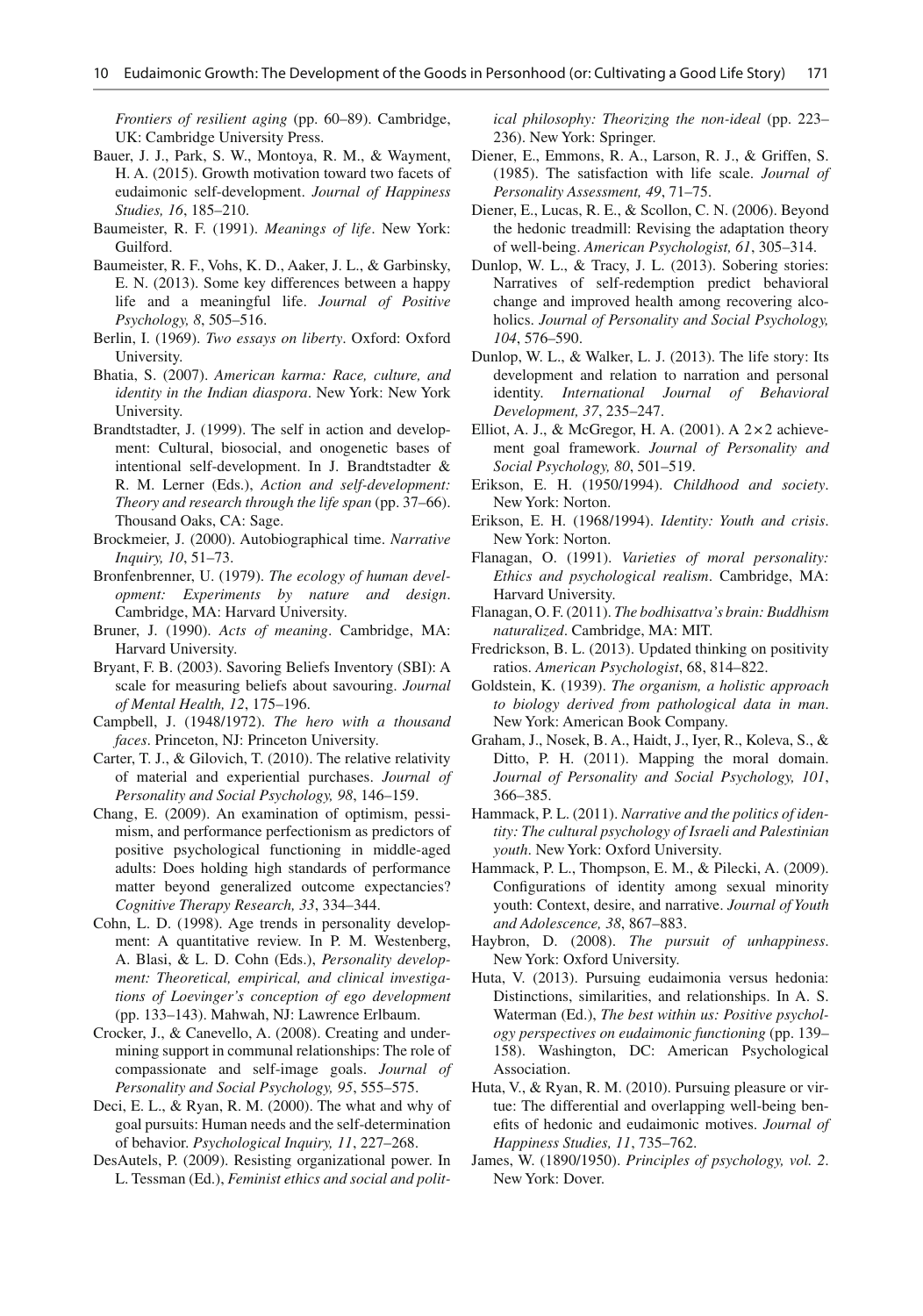*Frontiers of resilient aging* (pp. 60–89). Cambridge, UK: Cambridge University Press.

Bauer, J. J., Park, S. W., Montoya, R. M., & Wayment, H. A. (2015). Growth motivation toward two facets of eudaimonic self-development. *Journal of Happiness Studies, 16*, 185–210.

Baumeister, R. F. (1991). *Meanings of life*. New York: Guilford.

Baumeister, R. F., Vohs, K. D., Aaker, J. L., & Garbinsky, E. N. (2013). Some key differences between a happy life and a meaningful life. *Journal of Positive Psychology, 8*, 505–516.

Berlin, I. (1969). *Two essays on liberty*. Oxford: Oxford University.

Bhatia, S. (2007). *American karma: Race, culture, and identity in the Indian diaspora*. New York: New York University.

Brandtstadter, J. (1999). The self in action and development: Cultural, biosocial, and onogenetic bases of intentional self-development. In J. Brandtstadter & R. M. Lerner (Eds.), *Action and self-development: Theory and research through the life span* (pp. 37–66). Thousand Oaks, CA: Sage.

Brockmeier, J. (2000). Autobiographical time. *Narrative Inquiry, 10*, 51–73.

Bronfenbrenner, U. (1979). *The ecology of human development: Experiments by nature and design*. Cambridge, MA: Harvard University.

Bruner, J. (1990). *Acts of meaning*. Cambridge, MA: Harvard University.

Bryant, F. B. (2003). Savoring Beliefs Inventory (SBI): A scale for measuring beliefs about savouring. *Journal of Mental Health, 12*, 175–196.

Campbell, J. (1948/1972). *The hero with a thousand faces*. Princeton, NJ: Princeton University.

Carter, T. J., & Gilovich, T. (2010). The relative relativity of material and experiential purchases. *Journal of Personality and Social Psychology, 98*, 146–159.

Chang, E. (2009). An examination of optimism, pessimism, and performance perfectionism as predictors of positive psychological functioning in middle-aged adults: Does holding high standards of performance matter beyond generalized outcome expectancies? *Cognitive Therapy Research, 33*, 334–344.

Cohn, L. D. (1998). Age trends in personality development: A quantitative review. In P. M. Westenberg, A. Blasi, & L. D. Cohn (Eds.), *Personality development: Theoretical, empirical, and clinical investigations of Loevinger's conception of ego development* (pp. 133–143). Mahwah, NJ: Lawrence Erlbaum.

Crocker, J., & Canevello, A. (2008). Creating and undermining support in communal relationships: The role of compassionate and self-image goals. *Journal of Personality and Social Psychology, 95*, 555–575.

Deci, E. L., & Ryan, R. M. (2000). The what and why of goal pursuits: Human needs and the self-determination of behavior. *Psychological Inquiry, 11*, 227–268.

DesAutels, P. (2009). Resisting organizational power. In L. Tessman (Ed.), *Feminist ethics and social and political philosophy: Theorizing the non-ideal* (pp. 223–236). New York: Springer.

Diener, E., Emmons, R. A., Larson, R. J., & Griffen, S. (1985). The satisfaction with life scale. *Journal of Personality Assessment, 49*, 71–75.

Diener, E., Lucas, R. E., & Scollon, C. N. (2006). Beyond the hedonic treadmill: Revising the adaptation theory of well-being. *American Psychologist, 61*, 305–314.

Dunlop, W. L., & Tracy, J. L. (2013). Sobering stories: Narratives of self-redemption predict behavioral change and improved health among recovering alcoholics. *Journal of Personality and Social Psychology, 104*, 576–590.

Dunlop, W. L., & Walker, L. J. (2013). The life story: Its development and relation to narration and personal identity. *International Journal of Behavioral Development, 37*, 235–247.

Elliot, A. J., & McGregor, H. A. (2001). A 2×2 achievement goal framework. *Journal of Personality and Social Psychology, 80*, 501–519.

Erikson, E. H. (1950/1994). *Childhood and society*. New York: Norton.

Erikson, E. H. (1968/1994). *Identity: Youth and crisis*. New York: Norton.

Flanagan, O. (1991). *Varieties of moral personality: Ethics and psychological realism*. Cambridge, MA: Harvard University.

Flanagan, O. F. (2011). *The bodhisattva's brain: Buddhism naturalized*. Cambridge, MA: MIT.

Fredrickson, B. L. (2013). Updated thinking on positivity ratios. *American Psychologist*, 68, 814–822.

Goldstein, K. (1939). *The organism, a holistic approach to biology derived from pathological data in man*. New York: American Book Company.

Graham, J., Nosek, B. A., Haidt, J., Iyer, R., Koleva, S., & Ditto, P. H. (2011). Mapping the moral domain. *Journal of Personality and Social Psychology, 101*, 366–385.

Hammack, P. L. (2011). *Narrative and the politics of identity: The cultural psychology of Israeli and Palestinian youth*. New York: Oxford University.

Hammack, P. L., Thompson, E. M., & Pilecki, A. (2009). Configurations of identity among sexual minority youth: Context, desire, and narrative. *Journal of Youth and Adolescence, 38*, 867–883.

Haybron, D. (2008). *The pursuit of unhappiness*. New York: Oxford University.

Huta, V. (2013). Pursuing eudaimonia versus hedonia: Distinctions, similarities, and relationships. In A. S. Waterman (Ed.), *The best within us: Positive psychology perspectives on eudaimonic functioning* (pp. 139–158). Washington, DC: American Psychological Association.

Huta, V., & Ryan, R. M. (2010). Pursuing pleasure or virtue: The differential and overlapping well-being benefits of hedonic and eudaimonic motives. *Journal of Happiness Studies, 11*, 735–762.

James, W. (1890/1950). *Principles of psychology, vol. 2*. New York: Dover.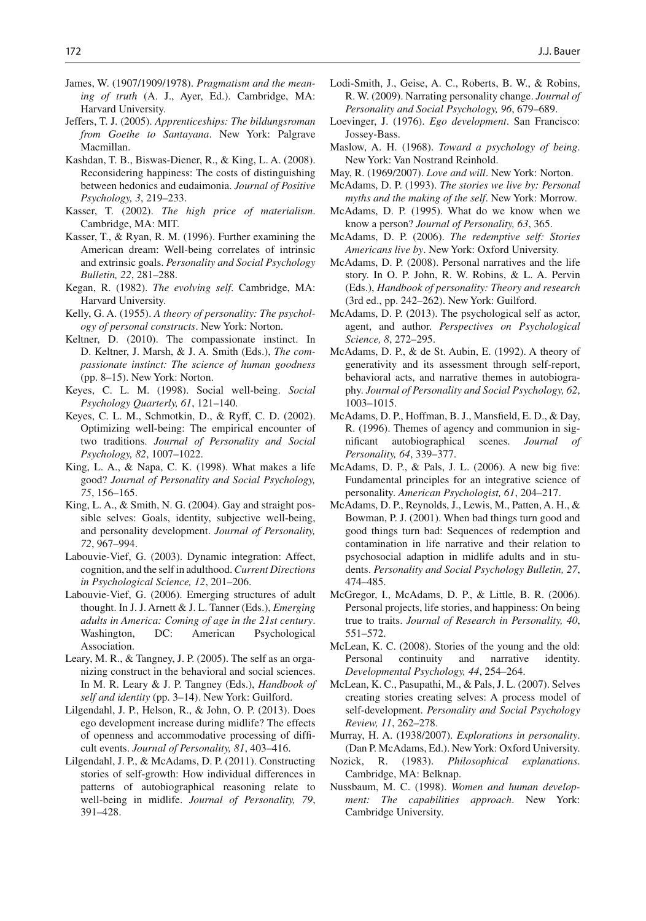James, W. (1907/1909/1978). *Pragmatism and the meaning of truth* (A. J., Ayer, Ed.). Cambridge, MA: Harvard University.

Jeffers, T. J. (2005). *Apprenticeships: The bildungsroman from Goethe to Santayana*. New York: Palgrave Macmillan.

Kashdan, T. B., Biswas-Diener, R., & King, L. A. (2008). Reconsidering happiness: The costs of distinguishing between hedonics and eudaimonia. *Journal of Positive Psychology, 3*, 219–233.

Kasser, T. (2002). *The high price of materialism*. Cambridge, MA: MIT.

Kasser, T., & Ryan, R. M. (1996). Further examining the American dream: Well-being correlates of intrinsic and extrinsic goals. *Personality and Social Psychology Bulletin, 22*, 281–288.

Kegan, R. (1982). *The evolving self*. Cambridge, MA: Harvard University.

Kelly, G. A. (1955). *A theory of personality: The psychology of personal constructs*. New York: Norton.

Keltner, D. (2010). The compassionate instinct. In D. Keltner, J. Marsh, & J. A. Smith (Eds.), *The compassionate instinct: The science of human goodness* (pp. 8–15). New York: Norton.

Keyes, C. L. M. (1998). Social well-being. *Social Psychology Quarterly, 61*, 121–140.

Keyes, C. L. M., Schmotkin, D., & Ryff, C. D. (2002). Optimizing well-being: The empirical encounter of two traditions. *Journal of Personality and Social Psychology, 82*, 1007–1022.

King, L. A., & Napa, C. K. (1998). What makes a life good? *Journal of Personality and Social Psychology, 75*, 156–165.

King, L. A., & Smith, N. G. (2004). Gay and straight possible selves: Goals, identity, subjective well-being, and personality development. *Journal of Personality, 72*, 967–994.

Labouvie-Vief, G. (2003). Dynamic integration: Affect, cognition, and the self in adulthood. *Current Directions in Psychological Science, 12*, 201–206.

Labouvie-Vief, G. (2006). Emerging structures of adult thought. In J. J. Arnett & J. L. Tanner (Eds.), *Emerging adults in America: Coming of age in the 21st century*. Washington, DC: American Psychological Association.

Leary, M. R., & Tangney, J. P. (2005). The self as an organizing construct in the behavioral and social sciences. In M. R. Leary & J. P. Tangney (Eds.), *Handbook of self and identity* (pp. 3–14). New York: Guilford.

Lilgendahl, J. P., Helson, R., & John, O. P. (2013). Does ego development increase during midlife? The effects of openness and accommodative processing of difficult events. *Journal of Personality, 81*, 403–416.

Lilgendahl, J. P., & McAdams, D. P. (2011). Constructing stories of self-growth: How individual differences in patterns of autobiographical reasoning relate to well-being in midlife. *Journal of Personality, 79*, 391–428.

Lodi-Smith, J., Geise, A. C., Roberts, B. W., & Robins, R. W. (2009). Narrating personality change. *Journal of Personality and Social Psychology, 96*, 679–689.

Loevinger, J. (1976). *Ego development*. San Francisco: Jossey-Bass.

Maslow, A. H. (1968). *Toward a psychology of being*. New York: Van Nostrand Reinhold.

May, R. (1969/2007). *Love and will*. New York: Norton.

McAdams, D. P. (1993). *The stories we live by: Personal myths and the making of the self*. New York: Morrow.

McAdams, D. P. (1995). What do we know when we know a person? *Journal of Personality, 63*, 365.

McAdams, D. P. (2006). *The redemptive self: Stories Americans live by*. New York: Oxford University.

McAdams, D. P. (2008). Personal narratives and the life story. In O. P. John, R. W. Robins, & L. A. Pervin (Eds.), *Handbook of personality: Theory and research* (3rd ed., pp. 242–262). New York: Guilford.

McAdams, D. P. (2013). The psychological self as actor, agent, and author. *Perspectives on Psychological Science, 8*, 272–295.

McAdams, D. P., & de St. Aubin, E. (1992). A theory of generativity and its assessment through self-report, behavioral acts, and narrative themes in autobiography. *Journal of Personality and Social Psychology, 62*, 1003–1015.

McAdams, D. P., Hoffman, B. J., Mansfield, E. D., & Day, R. (1996). Themes of agency and communion in significant autobiographical scenes. *Journal of Personality, 64*, 339–377.

McAdams, D. P., & Pals, J. L. (2006). A new big five: Fundamental principles for an integrative science of personality. *American Psychologist, 61*, 204–217.

McAdams, D. P., Reynolds, J., Lewis, M., Patten, A. H., & Bowman, P. J. (2001). When bad things turn good and good things turn bad: Sequences of redemption and contamination in life narrative and their relation to psychosocial adaption in midlife adults and in students. *Personality and Social Psychology Bulletin, 27*, 474–485.

McGregor, I., McAdams, D. P., & Little, B. R. (2006). Personal projects, life stories, and happiness: On being true to traits. *Journal of Research in Personality, 40*, 551–572.

McLean, K. C. (2008). Stories of the young and the old: Personal continuity and narrative identity. *Developmental Psychology, 44*, 254–264.

McLean, K. C., Pasupathi, M., & Pals, J. L. (2007). Selves creating stories creating selves: A process model of self-development. *Personality and Social Psychology Review, 11*, 262–278.

Murray, H. A. (1938/2007). *Explorations in personality*. (Dan P. McAdams, Ed.). New York: Oxford University.

Nozick, R. (1983). *Philosophical explanations*. Cambridge, MA: Belknap.

Nussbaum, M. C. (1998). *Women and human development: The capabilities approach*. New York: Cambridge University.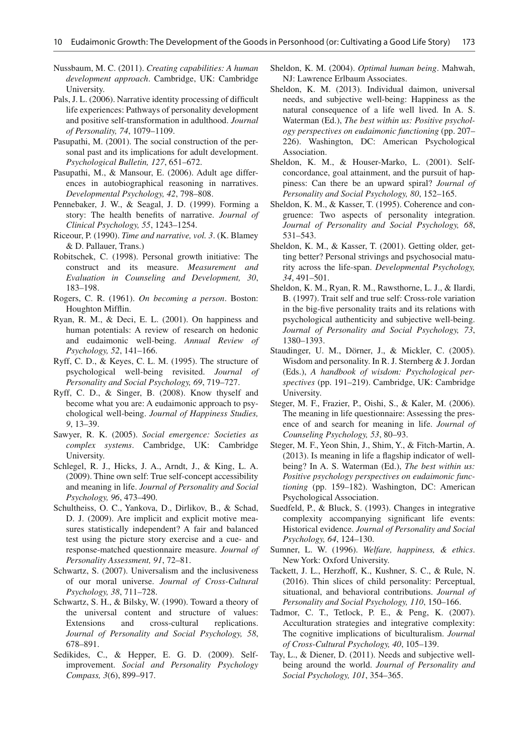Nussbaum, M. C. (2011). *Creating capabilities: A human development approach*. Cambridge, UK: Cambridge University.

Pals, J. L. (2006). Narrative identity processing of difficult life experiences: Pathways of personality development and positive self-transformation in adulthood. *Journal of Personality, 74*, 1079–1109.

Pasupathi, M. (2001). The social construction of the personal past and its implications for adult development. *Psychological Bulletin, 127*, 651–672.

Pasupathi, M., & Mansour, E. (2006). Adult age differences in autobiographical reasoning in narratives. *Developmental Psychology, 42*, 798–808.

Pennebaker, J. W., & Seagal, J. D. (1999). Forming a story: The health benefits of narrative. *Journal of Clinical Psychology, 55*, 1243–1254.

Riceour, P. (1990). *Time and narrative, vol. 3*. (K. Blamey & D. Pallauer, Trans.)

Robitschek, C. (1998). Personal growth initiative: The construct and its measure. *Measurement and Evaluation in Counseling and Development, 30*, 183–198.

Rogers, C. R. (1961). *On becoming a person*. Boston: Houghton Mifflin.

Ryan, R. M., & Deci, E. L. (2001). On happiness and human potentials: A review of research on hedonic and eudaimonic well-being. *Annual Review of Psychology, 52*, 141–166.

Ryff, C. D., & Keyes, C. L. M. (1995). The structure of psychological well-being revisited. *Journal of Personality and Social Psychology, 69*, 719–727.

Ryff, C. D., & Singer, B. (2008). Know thyself and become what you are: A eudaimonic approach to psychological well-being. *Journal of Happiness Studies, 9*, 13–39.

Sawyer, R. K. (2005). *Social emergence: Societies as complex systems*. Cambridge, UK: Cambridge University.

Schlegel, R. J., Hicks, J. A., Arndt, J., & King, L. A. (2009). Thine own self: True self-concept accessibility and meaning in life. *Journal of Personality and Social Psychology, 96*, 473–490.

Schultheiss, O. C., Yankova, D., Dirlikov, B., & Schad, D. J. (2009). Are implicit and explicit motive measures statistically independent? A fair and balanced test using the picture story exercise and a cue- and response-matched questionnaire measure. *Journal of Personality Assessment, 91*, 72–81.

Schwartz, S. (2007). Universalism and the inclusiveness of our moral universe. *Journal of Cross-Cultural Psychology, 38*, 711–728.

Schwartz, S. H., & Bilsky, W. (1990). Toward a theory of the universal content and structure of values: Extensions and cross-cultural replications. *Journal of Personality and Social Psychology, 58*, 678–891.

Sedikides, C., & Hepper, E. G. D. (2009). Self-improvement. *Social and Personality Psychology Compass, 3*(6), 899–917.

Sheldon, K. M. (2004). *Optimal human being*. Mahwah, NJ: Lawrence Erlbaum Associates.

Sheldon, K. M. (2013). Individual daimon, universal needs, and subjective well-being: Happiness as the natural consequence of a life well lived. In A. S. Waterman (Ed.), *The best within us: Positive psychology perspectives on eudaimonic functioning* (pp. 207–226). Washington, DC: American Psychological Association.

Sheldon, K. M., & Houser-Marko, L. (2001). Self-concordance, goal attainment, and the pursuit of happiness: Can there be an upward spiral? *Journal of Personality and Social Psychology, 80*, 152–165.

Sheldon, K. M., & Kasser, T. (1995). Coherence and congruence: Two aspects of personality integration. *Journal of Personality and Social Psychology, 68*, 531–543.

Sheldon, K. M., & Kasser, T. (2001). Getting older, getting better? Personal strivings and psychosocial maturity across the life-span. *Developmental Psychology, 34*, 491–501.

Sheldon, K. M., Ryan, R. M., Rawsthorne, L. J., & Ilardi, B. (1997). Trait self and true self: Cross-role variation in the big-five personality traits and its relations with psychological authenticity and subjective well-being. *Journal of Personality and Social Psychology, 73*, 1380–1393.

Staudinger, U. M., Dörner, J., & Mickler, C. (2005). Wisdom and personality. In R. J. Sternberg & J. Jordan (Eds.), *A handbook of wisdom: Psychological perspectives* (pp. 191–219). Cambridge, UK: Cambridge University.

Steger, M. F., Frazier, P., Oishi, S., & Kaler, M. (2006). The meaning in life questionnaire: Assessing the presence of and search for meaning in life. *Journal of Counseling Psychology, 53*, 80–93.

Steger, M. F., Yeon Shin, J., Shim, Y., & Fitch-Martin, A. (2013). Is meaning in life a flagship indicator of well-being? In A. S. Waterman (Ed.), *The best within us: Positive psychology perspectives on eudaimonic functioning* (pp. 159–182). Washington, DC: American Psychological Association.

Suedfeld, P., & Bluck, S. (1993). Changes in integrative complexity accompanying significant life events: Historical evidence. *Journal of Personality and Social Psychology, 64*, 124–130.

Sumner, L. W. (1996). *Welfare, happiness, & ethics*. New York: Oxford University.

Tackett, J. L., Herzhoff, K., Kushner, S. C., & Rule, N. (2016). Thin slices of child personality: Perceptual, situational, and behavioral contributions. *Journal of Personality and Social Psychology, 110*, 150–166.

Tadmor, C. T., Tetlock, P. E., & Peng, K. (2007). Acculturation strategies and integrative complexity: The cognitive implications of biculturalism. *Journal of Cross-Cultural Psychology, 40*, 105–139.

Tay, L., & Diener, D. (2011). Needs and subjective well-being around the world. *Journal of Personality and Social Psychology, 101*, 354–365.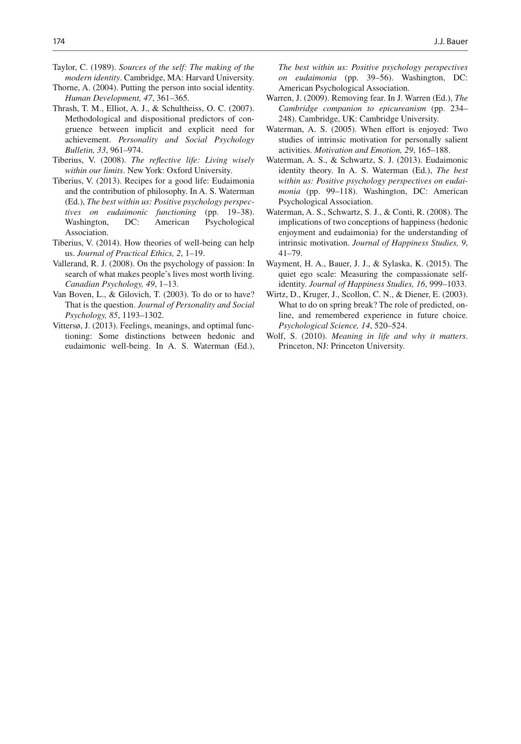Taylor, C. (1989). *Sources of the self: The making of the modern identity*. Cambridge, MA: Harvard University.

Thorne, A. (2004). Putting the person into social identity. *Human Development, 47*, 361–365.

Thrash, T. M., Elliot, A. J., & Schultheiss, O. C. (2007). Methodological and dispositional predictors of congruence between implicit and explicit need for achievement. *Personality and Social Psychology Bulletin, 33*, 961–974.

Tiberius, V. (2008). *The reflective life: Living wisely within our limits*. New York: Oxford University.

Tiberius, V. (2013). Recipes for a good life: Eudaimonia and the contribution of philosophy. In A. S. Waterman (Ed.), *The best within us: Positive psychology perspectives on eudaimonic functioning* (pp. 19–38). Washington, DC: American Psychological Association.

Tiberius, V. (2014). How theories of well-being can help us. *Journal of Practical Ethics, 2*, 1–19.

Vallerand, R. J. (2008). On the psychology of passion: In search of what makes people's lives most worth living. *Canadian Psychology, 49*, 1–13.

Van Boven, L., & Gilovich, T. (2003). To do or to have? That is the question. *Journal of Personality and Social Psychology, 85*, 1193–1302.

Vittersø, J. (2013). Feelings, meanings, and optimal functioning: Some distinctions between hedonic and eudaimonic well-being. In A. S. Waterman (Ed.), *The best within us: Positive psychology perspectives on eudaimonia* (pp. 39–56). Washington, DC: American Psychological Association.

Warren, J. (2009). Removing fear. In J. Warren (Ed.), *The Cambridge companion to epicureanism* (pp. 234–248). Cambridge, UK: Cambridge University.

Waterman, A. S. (2005). When effort is enjoyed: Two studies of intrinsic motivation for personally salient activities. *Motivation and Emotion, 29*, 165–188.

Waterman, A. S., & Schwartz, S. J. (2013). Eudaimonic identity theory. In A. S. Waterman (Ed.), *The best within us: Positive psychology perspectives on eudaimonia* (pp. 99–118). Washington, DC: American Psychological Association.

Waterman, A. S., Schwartz, S. J., & Conti, R. (2008). The implications of two conceptions of happiness (hedonic enjoyment and eudaimonia) for the understanding of intrinsic motivation. *Journal of Happiness Studies, 9*, 41–79.

Wayment, H. A., Bauer, J. J., & Sylaska, K. (2015). The quiet ego scale: Measuring the compassionate self-identity. *Journal of Happiness Studies, 16*, 999–1033.

Wirtz, D., Kruger, J., Scollon, C. N., & Diener, E. (2003). What to do on spring break? The role of predicted, on-line, and remembered experience in future choice. *Psychological Science, 14*, 520–524.

Wolf, S. (2010). *Meaning in life and why it matters*. Princeton, NJ: Princeton University.